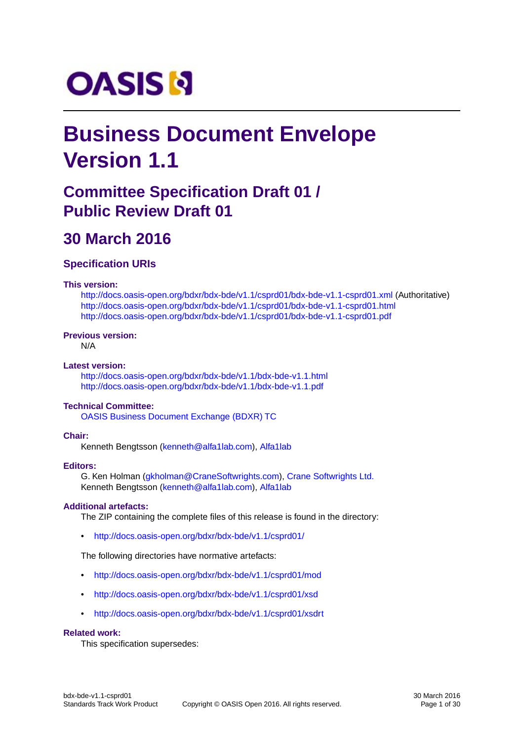# Business Document Envelope Version 1.1

## Committee Specification Draft 01 / Public Review Draft 01

## 30 March 2016

### Specification URIs

**This version:**

http://docs.oasis-open.org/bdxr/bdx-bde/v1.1/csprd01/bdx-bde-v1.1-csprd01.xml (Authoritative)
http://docs.oasis-open.org/bdxr/bdx-bde/v1.1/csprd01/bdx-bde-v1.1-csprd01.html
http://docs.oasis-open.org/bdxr/bdx-bde/v1.1/csprd01/bdx-bde-v1.1-csprd01.pdf

**Previous version:**

N/A

**Latest version:**

http://docs.oasis-open.org/bdxr/bdx-bde/v1.1/bdx-bde-v1.1.html
http://docs.oasis-open.org/bdxr/bdx-bde/v1.1/bdx-bde-v1.1.pdf

**Technical Committee:**

OASIS Business Document Exchange (BDXR) TC

**Chair:**

Kenneth Bengtsson (kenneth@alfa1lab.com), Alfa1lab

**Editors:**

G. Ken Holman (gkholman@CraneSoftwrights.com), Crane Softwrights Ltd.
Kenneth Bengtsson (kenneth@alfa1lab.com), Alfa1lab

**Additional artefacts:**

The ZIP containing the complete files of this release is found in the directory:

- http://docs.oasis-open.org/bdxr/bdx-bde/v1.1/csprd01/

The following directories have normative artefacts:

- http://docs.oasis-open.org/bdxr/bdx-bde/v1.1/csprd01/mod
- http://docs.oasis-open.org/bdxr/bdx-bde/v1.1/csprd01/xsd
- http://docs.oasis-open.org/bdxr/bdx-bde/v1.1/csprd01/xsdrt

**Related work:**

This specification supersedes: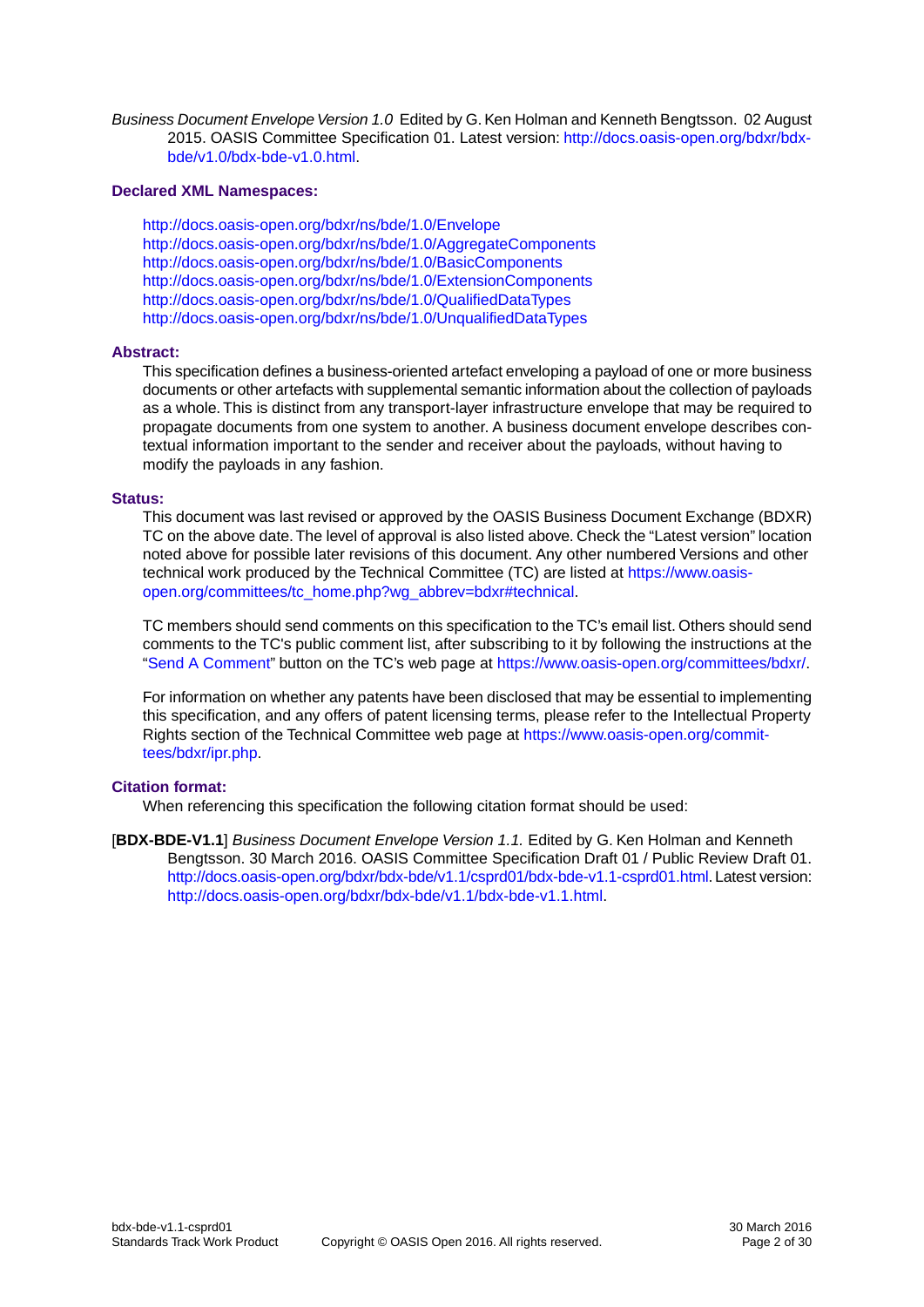*Business Document Envelope Version 1.0* Edited by G. Ken Holman and Kenneth Bengtsson. 02 August 2015. OASIS Committee Specification 01. Latest version: http://docs.oasis-open.org/bdxr/bdx-bde/v1.0/bdx-bde-v1.0.html.

**Declared XML Namespaces:**

http://docs.oasis-open.org/bdxr/ns/bde/1.0/Envelope
http://docs.oasis-open.org/bdxr/ns/bde/1.0/AggregateComponents
http://docs.oasis-open.org/bdxr/ns/bde/1.0/BasicComponents
http://docs.oasis-open.org/bdxr/ns/bde/1.0/ExtensionComponents
http://docs.oasis-open.org/bdxr/ns/bde/1.0/QualifiedDataTypes
http://docs.oasis-open.org/bdxr/ns/bde/1.0/UnqualifiedDataTypes

**Abstract:**

This specification defines a business-oriented artefact enveloping a payload of one or more business documents or other artefacts with supplemental semantic information about the collection of payloads as a whole. This is distinct from any transport-layer infrastructure envelope that may be required to propagate documents from one system to another. A business document envelope describes contextual information important to the sender and receiver about the payloads, without having to modify the payloads in any fashion.

**Status:**

This document was last revised or approved by the OASIS Business Document Exchange (BDXR) TC on the above date. The level of approval is also listed above. Check the "Latest version" location noted above for possible later revisions of this document. Any other numbered Versions and other technical work produced by the Technical Committee (TC) are listed at https://www.oasis-open.org/committees/tc_home.php?wg_abbrev=bdxr#technical.

TC members should send comments on this specification to the TC's email list. Others should send comments to the TC's public comment list, after subscribing to it by following the instructions at the "Send A Comment" button on the TC's web page at https://www.oasis-open.org/committees/bdxr/.

For information on whether any patents have been disclosed that may be essential to implementing this specification, and any offers of patent licensing terms, please refer to the Intellectual Property Rights section of the Technical Committee web page at https://www.oasis-open.org/committees/bdxr/ipr.php.

**Citation format:**

When referencing this specification the following citation format should be used:

[**BDX-BDE-V1.1**] *Business Document Envelope Version 1.1.* Edited by G. Ken Holman and Kenneth Bengtsson. 30 March 2016. OASIS Committee Specification Draft 01 / Public Review Draft 01. http://docs.oasis-open.org/bdxr/bdx-bde/v1.1/csprd01/bdx-bde-v1.1-csprd01.html. Latest version: http://docs.oasis-open.org/bdxr/bdx-bde/v1.1/bdx-bde-v1.1.html.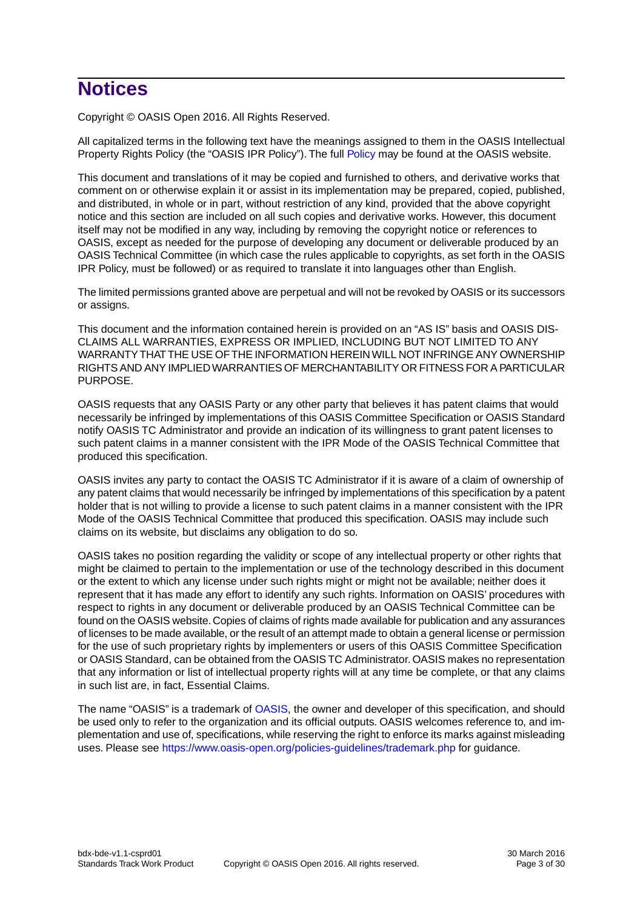# Notices

Copyright © OASIS Open 2016. All Rights Reserved.

All capitalized terms in the following text have the meanings assigned to them in the OASIS Intellectual Property Rights Policy (the "OASIS IPR Policy"). The full Policy may be found at the OASIS website.

This document and translations of it may be copied and furnished to others, and derivative works that comment on or otherwise explain it or assist in its implementation may be prepared, copied, published, and distributed, in whole or in part, without restriction of any kind, provided that the above copyright notice and this section are included on all such copies and derivative works. However, this document itself may not be modified in any way, including by removing the copyright notice or references to OASIS, except as needed for the purpose of developing any document or deliverable produced by an OASIS Technical Committee (in which case the rules applicable to copyrights, as set forth in the OASIS IPR Policy, must be followed) or as required to translate it into languages other than English.

The limited permissions granted above are perpetual and will not be revoked by OASIS or its successors or assigns.

This document and the information contained herein is provided on an "AS IS" basis and OASIS DISCLAIMS ALL WARRANTIES, EXPRESS OR IMPLIED, INCLUDING BUT NOT LIMITED TO ANY WARRANTY THAT THE USE OF THE INFORMATION HEREIN WILL NOT INFRINGE ANY OWNERSHIP RIGHTS AND ANY IMPLIED WARRANTIES OF MERCHANTABILITY OR FITNESS FOR A PARTICULAR PURPOSE.

OASIS requests that any OASIS Party or any other party that believes it has patent claims that would necessarily be infringed by implementations of this OASIS Committee Specification or OASIS Standard notify OASIS TC Administrator and provide an indication of its willingness to grant patent licenses to such patent claims in a manner consistent with the IPR Mode of the OASIS Technical Committee that produced this specification.

OASIS invites any party to contact the OASIS TC Administrator if it is aware of a claim of ownership of any patent claims that would necessarily be infringed by implementations of this specification by a patent holder that is not willing to provide a license to such patent claims in a manner consistent with the IPR Mode of the OASIS Technical Committee that produced this specification. OASIS may include such claims on its website, but disclaims any obligation to do so.

OASIS takes no position regarding the validity or scope of any intellectual property or other rights that might be claimed to pertain to the implementation or use of the technology described in this document or the extent to which any license under such rights might or might not be available; neither does it represent that it has made any effort to identify any such rights. Information on OASIS' procedures with respect to rights in any document or deliverable produced by an OASIS Technical Committee can be found on the OASIS website. Copies of claims of rights made available for publication and any assurances of licenses to be made available, or the result of an attempt made to obtain a general license or permission for the use of such proprietary rights by implementers or users of this OASIS Committee Specification or OASIS Standard, can be obtained from the OASIS TC Administrator. OASIS makes no representation that any information or list of intellectual property rights will at any time be complete, or that any claims in such list are, in fact, Essential Claims.

The name "OASIS" is a trademark of OASIS, the owner and developer of this specification, and should be used only to refer to the organization and its official outputs. OASIS welcomes reference to, and implementation and use of, specifications, while reserving the right to enforce its marks against misleading uses. Please see https://www.oasis-open.org/policies-guidelines/trademark.php for guidance.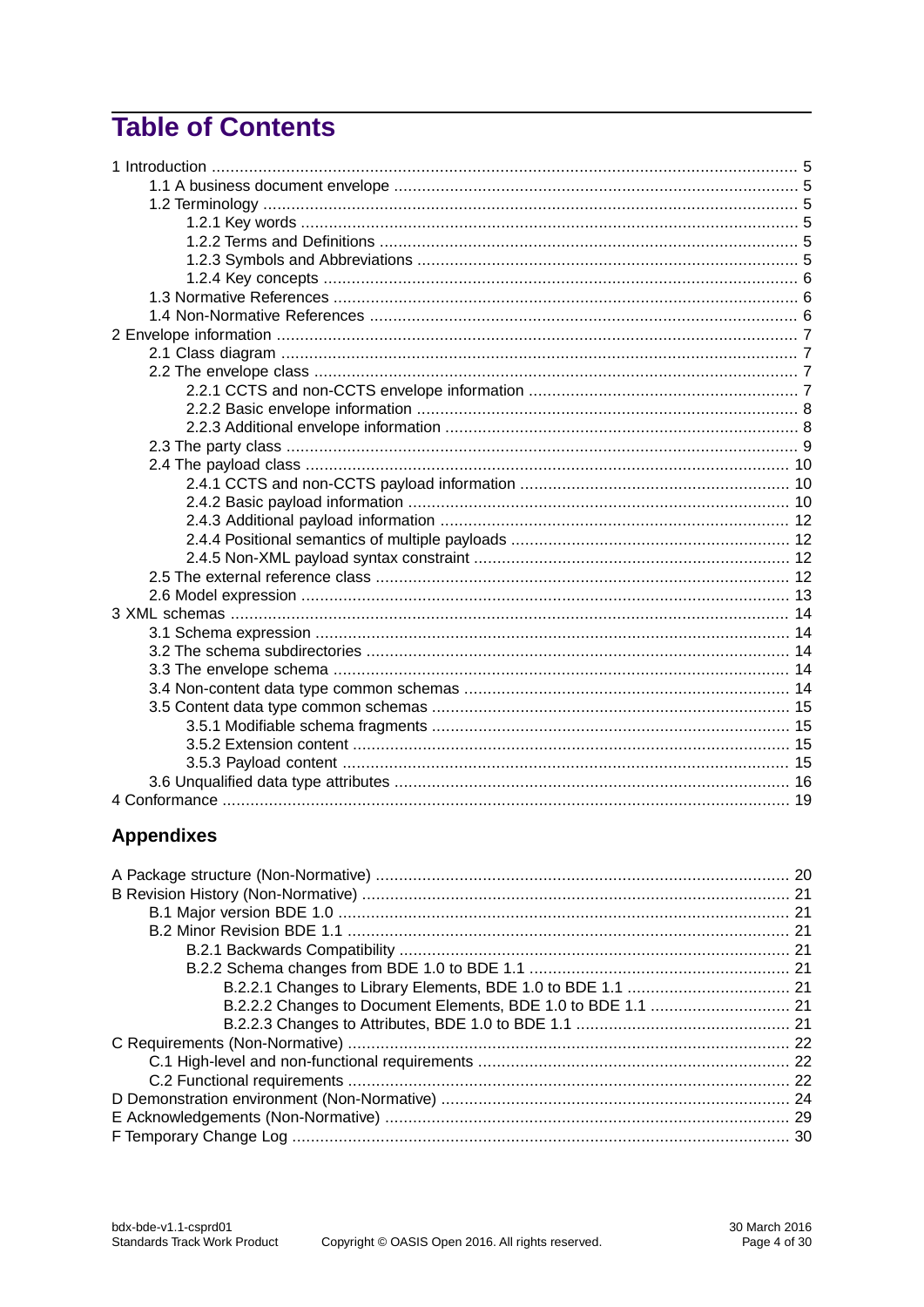# Table of Contents

1 Introduction ..... 5
- 1.1 A business document envelope ..... 5
- 1.2 Terminology ..... 5
  - 1.2.1 Key words ..... 5
  - 1.2.2 Terms and Definitions ..... 5
  - 1.2.3 Symbols and Abbreviations ..... 5
  - 1.2.4 Key concepts ..... 6
- 1.3 Normative References ..... 6
- 1.4 Non-Normative References ..... 6

2 Envelope information ..... 7
- 2.1 Class diagram ..... 7
- 2.2 The envelope class ..... 7
  - 2.2.1 CCTS and non-CCTS envelope information ..... 7
  - 2.2.2 Basic envelope information ..... 8
  - 2.2.3 Additional envelope information ..... 8
- 2.3 The party class ..... 9
- 2.4 The payload class ..... 10
  - 2.4.1 CCTS and non-CCTS payload information ..... 10
  - 2.4.2 Basic payload information ..... 10
  - 2.4.3 Additional payload information ..... 12
  - 2.4.4 Positional semantics of multiple payloads ..... 12
  - 2.4.5 Non-XML payload syntax constraint ..... 12
- 2.5 The external reference class ..... 12
- 2.6 Model expression ..... 13

3 XML schemas ..... 14
- 3.1 Schema expression ..... 14
- 3.2 The schema subdirectories ..... 14
- 3.3 The envelope schema ..... 14
- 3.4 Non-content data type common schemas ..... 14
- 3.5 Content data type common schemas ..... 15
  - 3.5.1 Modifiable schema fragments ..... 15
  - 3.5.2 Extension content ..... 15
  - 3.5.3 Payload content ..... 15
- 3.6 Unqualified data type attributes ..... 16

4 Conformance ..... 19

## Appendixes

A Package structure (Non-Normative) ..... 20

B Revision History (Non-Normative) ..... 21
- B.1 Major version BDE 1.0 ..... 21
- B.2 Minor Revision BDE 1.1 ..... 21
  - B.2.1 Backwards Compatibility ..... 21
  - B.2.2 Schema changes from BDE 1.0 to BDE 1.1 ..... 21
    - B.2.2.1 Changes to Library Elements, BDE 1.0 to BDE 1.1 ..... 21
    - B.2.2.2 Changes to Document Elements, BDE 1.0 to BDE 1.1 ..... 21
    - B.2.2.3 Changes to Attributes, BDE 1.0 to BDE 1.1 ..... 21

C Requirements (Non-Normative) ..... 22
- C.1 High-level and non-functional requirements ..... 22
- C.2 Functional requirements ..... 22

D Demonstration environment (Non-Normative) ..... 24

E Acknowledgements (Non-Normative) ..... 29

F Temporary Change Log ..... 30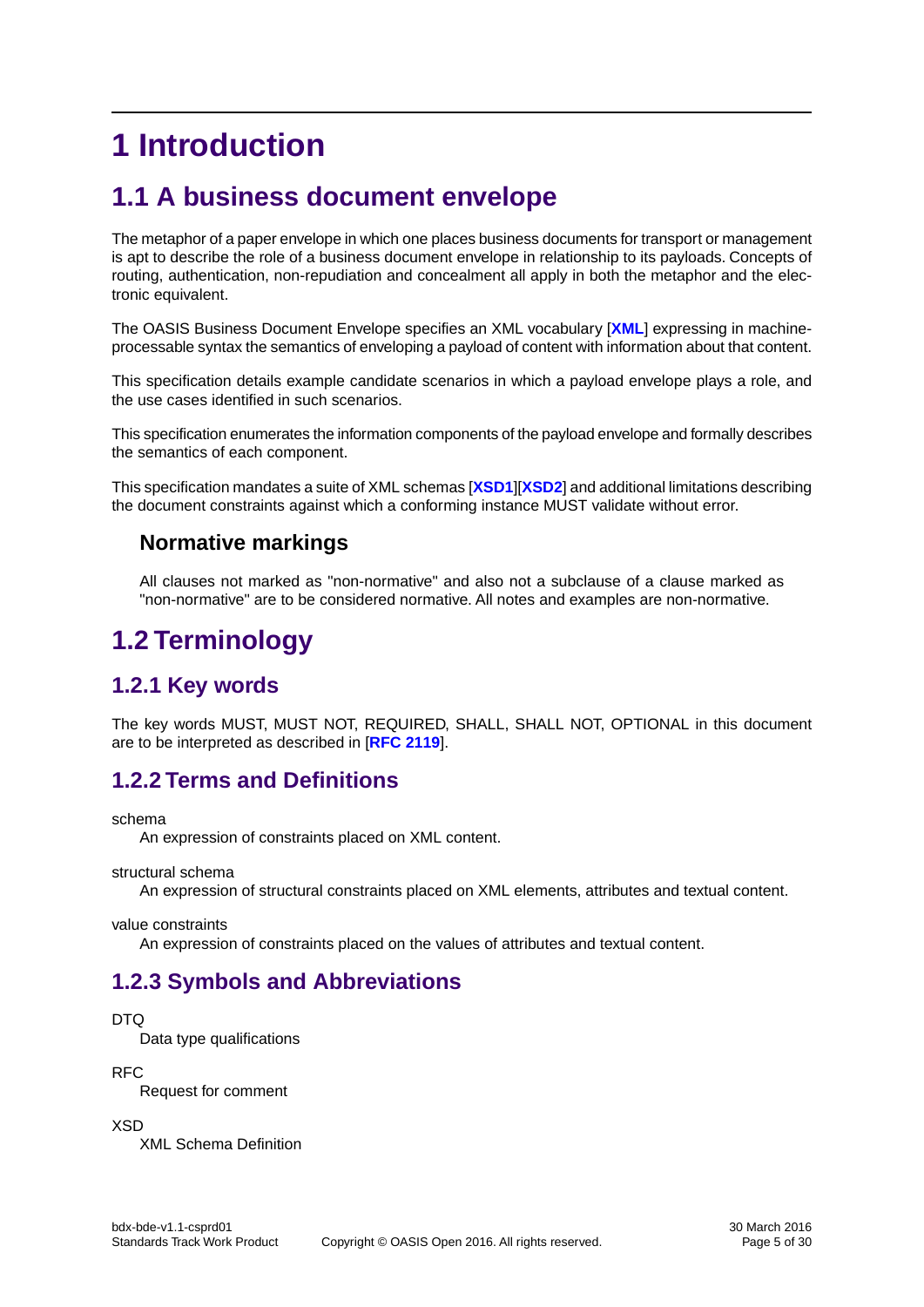# 1 Introduction

## 1.1 A business document envelope

The metaphor of a paper envelope in which one places business documents for transport or management is apt to describe the role of a business document envelope in relationship to its payloads. Concepts of routing, authentication, non-repudiation and concealment all apply in both the metaphor and the electronic equivalent.

The OASIS Business Document Envelope specifies an XML vocabulary [**XML**] expressing in machine-processable syntax the semantics of enveloping a payload of content with information about that content.

This specification details example candidate scenarios in which a payload envelope plays a role, and the use cases identified in such scenarios.

This specification enumerates the information components of the payload envelope and formally describes the semantics of each component.

This specification mandates a suite of XML schemas [**XSD1**][**XSD2**] and additional limitations describing the document constraints against which a conforming instance MUST validate without error.

### Normative markings

All clauses not marked as "non-normative" and also not a subclause of a clause marked as "non-normative" are to be considered normative. All notes and examples are non-normative.

## 1.2 Terminology

### 1.2.1 Key words

The key words MUST, MUST NOT, REQUIRED, SHALL, SHALL NOT, OPTIONAL in this document are to be interpreted as described in [**RFC 2119**].

### 1.2.2 Terms and Definitions

schema
: An expression of constraints placed on XML content.

structural schema
: An expression of structural constraints placed on XML elements, attributes and textual content.

value constraints
: An expression of constraints placed on the values of attributes and textual content.

### 1.2.3 Symbols and Abbreviations

DTQ
: Data type qualifications

RFC
: Request for comment

XSD
: XML Schema Definition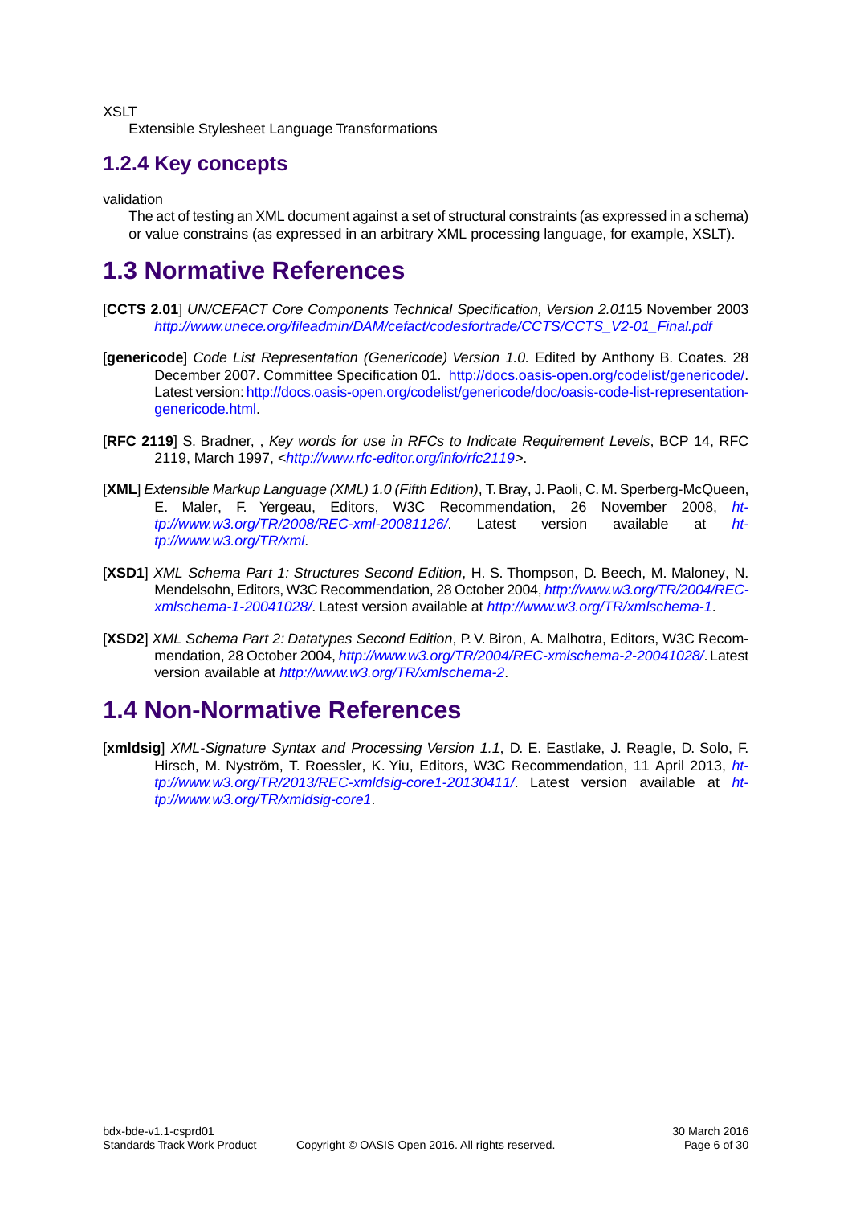XSLT
    Extensible Stylesheet Language Transformations

### 1.2.4 Key concepts

validation
    The act of testing an XML document against a set of structural constraints (as expressed in a schema) or value constrains (as expressed in an arbitrary XML processing language, for example, XSLT).

## 1.3 Normative References

[**CCTS 2.01**] *UN/CEFACT Core Components Technical Specification, Version 2.01*15 November 2003 *http://www.unece.org/fileadmin/DAM/cefact/codesfortrade/CCTS/CCTS_V2-01_Final.pdf*

[**genericode**] *Code List Representation (Genericode) Version 1.0.* Edited by Anthony B. Coates. 28 December 2007. Committee Specification 01. http://docs.oasis-open.org/codelist/genericode/. Latest version: http://docs.oasis-open.org/codelist/genericode/doc/oasis-code-list-representation-genericode.html.

[**RFC 2119**] S. Bradner, , *Key words for use in RFCs to Indicate Requirement Levels*, BCP 14, RFC 2119, March 1997, <*http://www.rfc-editor.org/info/rfc2119*>.

[**XML**] *Extensible Markup Language (XML) 1.0 (Fifth Edition)*, T. Bray, J. Paoli, C. M. Sperberg-McQueen, E. Maler, F. Yergeau, Editors, W3C Recommendation, 26 November 2008, *http://www.w3.org/TR/2008/REC-xml-20081126/*. Latest version available at *http://www.w3.org/TR/xml*.

[**XSD1**] *XML Schema Part 1: Structures Second Edition*, H. S. Thompson, D. Beech, M. Maloney, N. Mendelsohn, Editors, W3C Recommendation, 28 October 2004, *http://www.w3.org/TR/2004/REC-xmlschema-1-20041028/*. Latest version available at *http://www.w3.org/TR/xmlschema-1*.

[**XSD2**] *XML Schema Part 2: Datatypes Second Edition*, P. V. Biron, A. Malhotra, Editors, W3C Recommendation, 28 October 2004, *http://www.w3.org/TR/2004/REC-xmlschema-2-20041028/*. Latest version available at *http://www.w3.org/TR/xmlschema-2*.

## 1.4 Non-Normative References

[**xmldsig**] *XML-Signature Syntax and Processing Version 1.1*, D. E. Eastlake, J. Reagle, D. Solo, F. Hirsch, M. Nyström, T. Roessler, K. Yiu, Editors, W3C Recommendation, 11 April 2013, *http://www.w3.org/TR/2013/REC-xmldsig-core1-20130411/*. Latest version available at *http://www.w3.org/TR/xmldsig-core1*.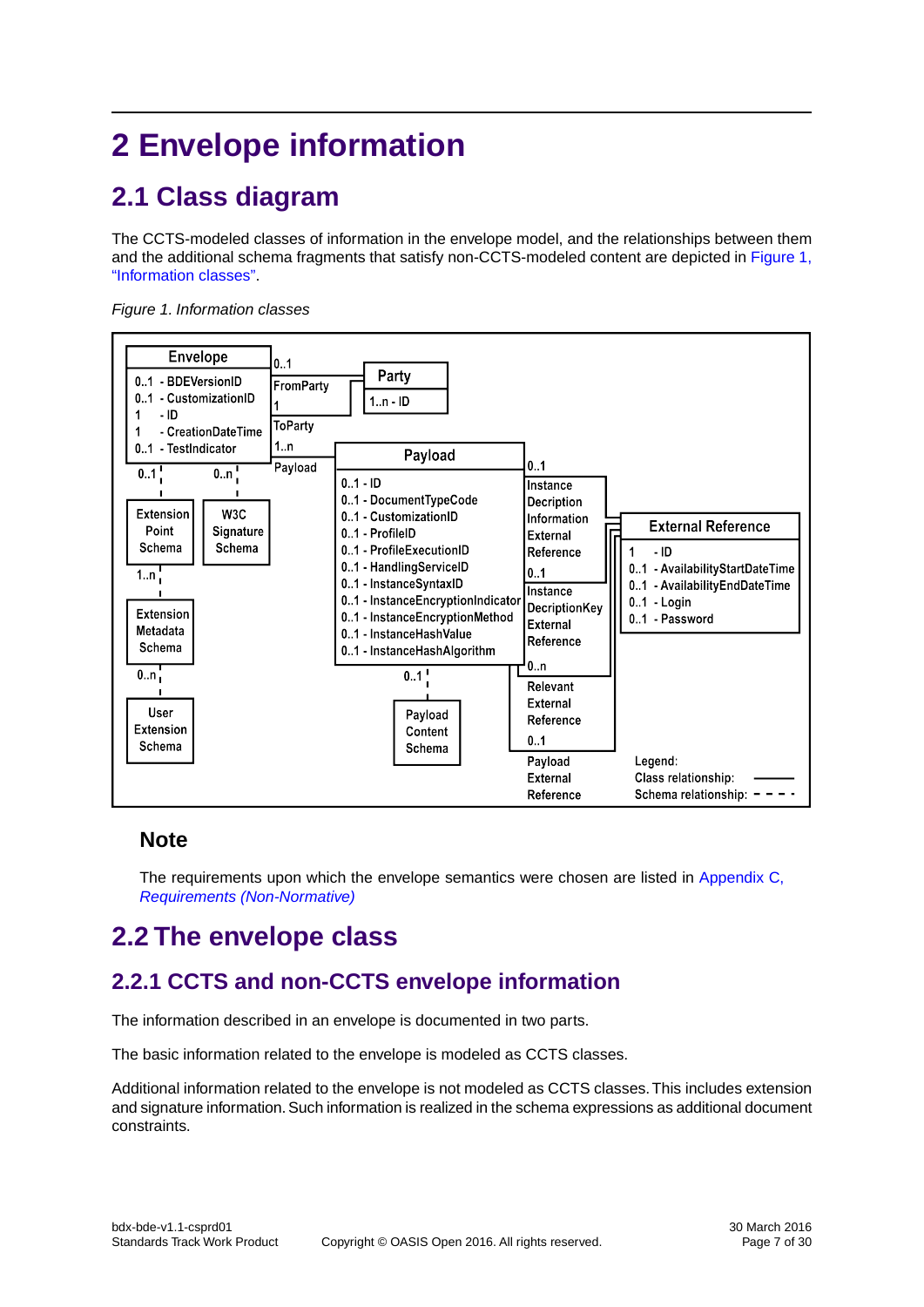# 2 Envelope information

## 2.1 Class diagram

The CCTS-modeled classes of information in the envelope model, and the relationships between them and the additional schema fragments that satisfy non-CCTS-modeled content are depicted in Figure 1, "Information classes".

*Figure 1. Information classes*

### Note

The requirements upon which the envelope semantics were chosen are listed in Appendix C, *Requirements (Non-Normative)*

## 2.2 The envelope class

### 2.2.1 CCTS and non-CCTS envelope information

The information described in an envelope is documented in two parts.

The basic information related to the envelope is modeled as CCTS classes.

Additional information related to the envelope is not modeled as CCTS classes. This includes extension and signature information. Such information is realized in the schema expressions as additional document constraints.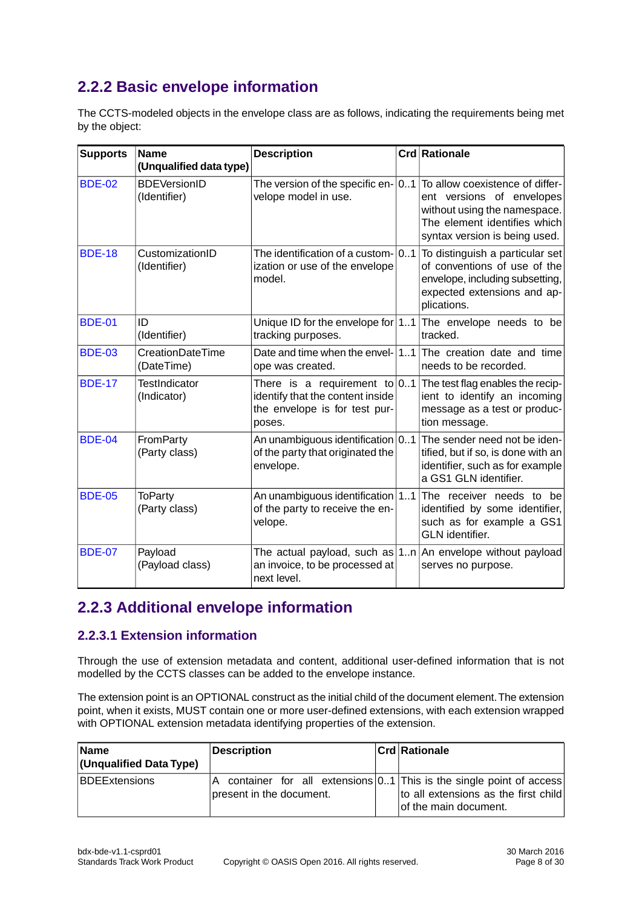## 2.2.2 Basic envelope information

The CCTS-modeled objects in the envelope class are as follows, indicating the requirements being met by the object:

| Supports | Name (Unqualified data type) | Description | Crd | Rationale |
|---|---|---|---|---|
| BDE-02 | BDEVersionID (Identifier) | The version of the specific envelope model in use. | 0..1 | To allow coexistence of different versions of envelopes without using the namespace. The element identifies which syntax version is being used. |
| BDE-18 | CustomizationID (Identifier) | The identification of a customization or use of the envelope model. | 0..1 | To distinguish a particular set of conventions of use of the envelope, including subsetting, expected extensions and applications. |
| BDE-01 | ID (Identifier) | Unique ID for the envelope for tracking purposes. | 1..1 | The envelope needs to be tracked. |
| BDE-03 | CreationDateTime (DateTime) | Date and time when the envelope was created. | 1..1 | The creation date and time needs to be recorded. |
| BDE-17 | TestIndicator (Indicator) | There is a requirement to identify that the content inside the envelope is for test purposes. | 0..1 | The test flag enables the recipient to identify an incoming message as a test or production message. |
| BDE-04 | FromParty (Party class) | An unambiguous identification of the party that originated the envelope. | 0..1 | The sender need not be identified, but if so, is done with an identifier, such as for example a GS1 GLN identifier. |
| BDE-05 | ToParty (Party class) | An unambiguous identification of the party to receive the envelope. | 1..1 | The receiver needs to be identified by some identifier, such as for example a GS1 GLN identifier. |
| BDE-07 | Payload (Payload class) | The actual payload, such as an invoice, to be processed at next level. | 1..n | An envelope without payload serves no purpose. |

## 2.2.3 Additional envelope information

### 2.2.3.1 Extension information

Through the use of extension metadata and content, additional user-defined information that is not modelled by the CCTS classes can be added to the envelope instance.

The extension point is an OPTIONAL construct as the initial child of the document element. The extension point, when it exists, MUST contain one or more user-defined extensions, with each extension wrapped with OPTIONAL extension metadata identifying properties of the extension.

| Name (Unqualified Data Type) | Description | Crd | Rationale |
|---|---|---|---|
| BDEExtensions | A container for all extensions present in the document. | 0..1 | This is the single point of access to all extensions as the first child of the main document. |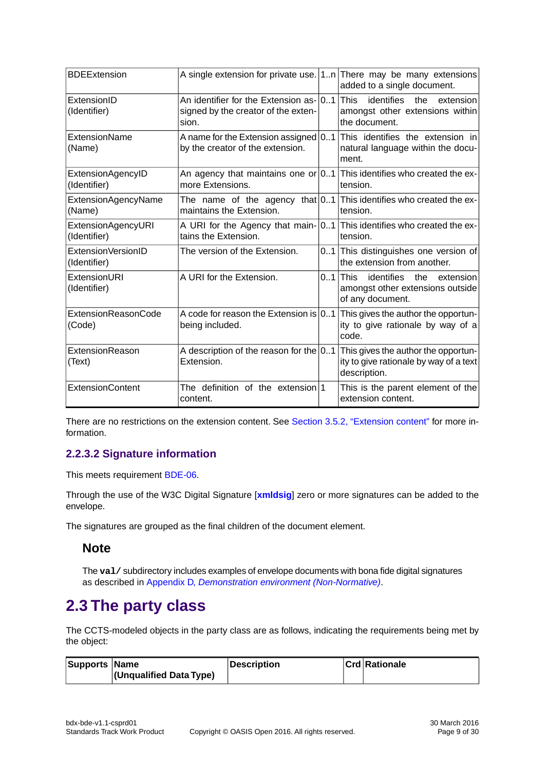| | | | |
|---|---|---|---|
| BDEExtension | A single extension for private use. | 1..n | There may be many extensions added to a single document. |
| ExtensionID (Identifier) | An identifier for the Extension assigned by the creator of the extension. | 0..1 | This identifies the extension amongst other extensions within the document. |
| ExtensionName (Name) | A name for the Extension assigned by the creator of the extension. | 0..1 | This identifies the extension in natural language within the document. |
| ExtensionAgencyID (Identifier) | An agency that maintains one or more Extensions. | 0..1 | This identifies who created the extension. |
| ExtensionAgencyName (Name) | The name of the agency that maintains the Extension. | 0..1 | This identifies who created the extension. |
| ExtensionAgencyURI (Identifier) | A URI for the Agency that maintains the Extension. | 0..1 | This identifies who created the extension. |
| ExtensionVersionID (Identifier) | The version of the Extension. | 0..1 | This distinguishes one version of the extension from another. |
| ExtensionURI (Identifier) | A URI for the Extension. | 0..1 | This identifies the extension amongst other extensions outside of any document. |
| ExtensionReasonCode (Code) | A code for reason the Extension is being included. | 0..1 | This gives the author the opportunity to give rationale by way of a code. |
| ExtensionReason (Text) | A description of the reason for the Extension. | 0..1 | This gives the author the opportunity to give rationale by way of a text description. |
| ExtensionContent | The definition of the extension content. | 1 | This is the parent element of the extension content. |

There are no restrictions on the extension content. See Section 3.5.2, "Extension content" for more information.

### 2.2.3.2 Signature information

This meets requirement BDE-06.

Through the use of the W3C Digital Signature [**xmldsig**] zero or more signatures can be added to the envelope.

The signatures are grouped as the final children of the document element.

> **Note**
>
> The `val/` subdirectory includes examples of envelope documents with bona fide digital signatures as described in Appendix D, *Demonstration environment (Non-Normative)*.

## 2.3 The party class

The CCTS-modeled objects in the party class are as follows, indicating the requirements being met by the object:

| Supports | Name (Unqualified Data Type) | Description | Crd | Rationale |
|---|---|---|---|---|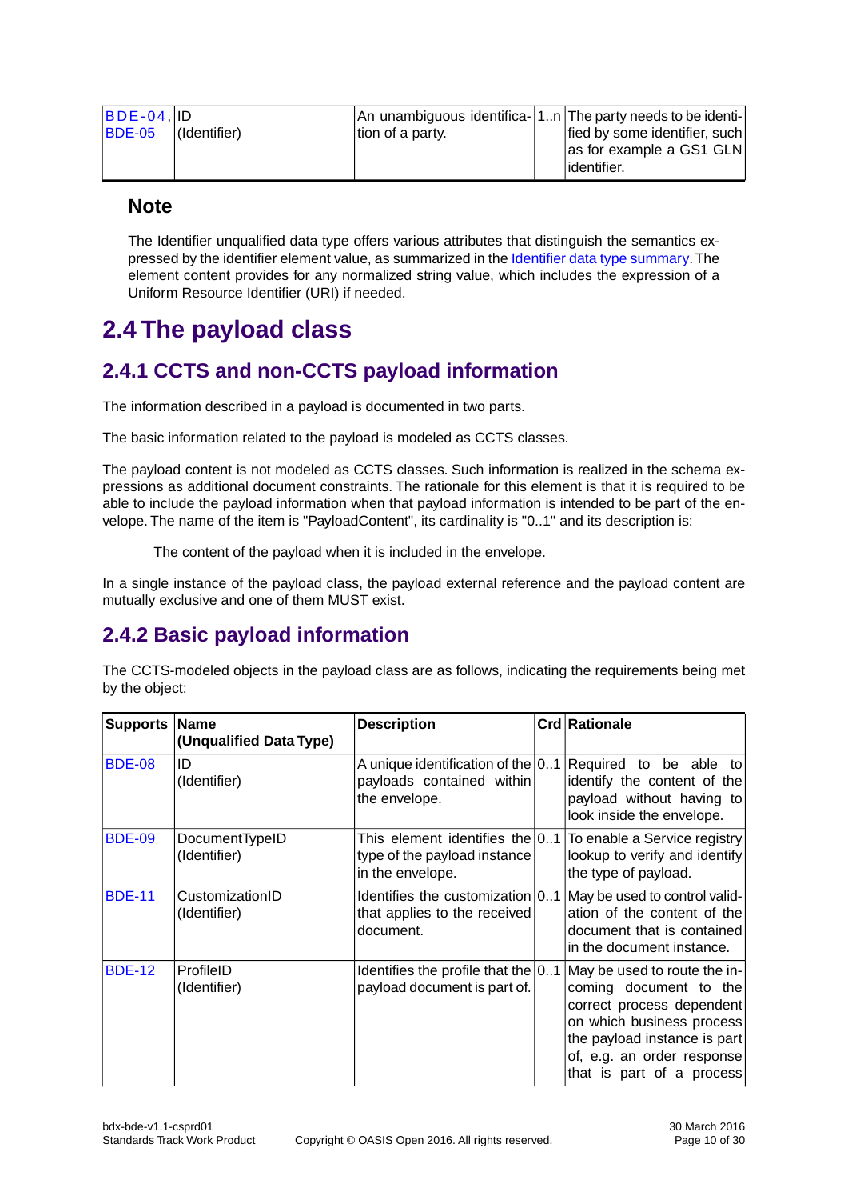| Supports | Name (Unqualified Data Type) | Description | Crd | Rationale |
| --- | --- | --- | --- | --- |
| BDE-04, BDE-05 | ID (Identifier) | An unambiguous identification of a party. | 1..n | The party needs to be identified by some identifier, such as for example a GS1 GLN identifier. |

### Note

The Identifier unqualified data type offers various attributes that distinguish the semantics expressed by the identifier element value, as summarized in the Identifier data type summary. The element content provides for any normalized string value, which includes the expression of a Uniform Resource Identifier (URI) if needed.

# 2.4 The payload class

## 2.4.1 CCTS and non-CCTS payload information

The information described in a payload is documented in two parts.

The basic information related to the payload is modeled as CCTS classes.

The payload content is not modeled as CCTS classes. Such information is realized in the schema expressions as additional document constraints. The rationale for this element is that it is required to be able to include the payload information when that payload information is intended to be part of the envelope. The name of the item is "PayloadContent", its cardinality is "0..1" and its description is:

> The content of the payload when it is included in the envelope.

In a single instance of the payload class, the payload external reference and the payload content are mutually exclusive and one of them MUST exist.

## 2.4.2 Basic payload information

The CCTS-modeled objects in the payload class are as follows, indicating the requirements being met by the object:

| Supports | Name (Unqualified Data Type) | Description | Crd | Rationale |
| --- | --- | --- | --- | --- |
| BDE-08 | ID (Identifier) | A unique identification of the payloads contained within the envelope. | 0..1 | Required to be able to identify the content of the payload without having to look inside the envelope. |
| BDE-09 | DocumentTypeID (Identifier) | This element identifies the type of the payload instance in the envelope. | 0..1 | To enable a Service registry lookup to verify and identify the type of payload. |
| BDE-11 | CustomizationID (Identifier) | Identifies the customization that applies to the received document. | 0..1 | May be used to control validation of the content of the document that is contained in the document instance. |
| BDE-12 | ProfileID (Identifier) | Identifies the profile that the payload document is part of. | 0..1 | May be used to route the incoming document to the correct process dependent on which business process the payload instance is part of, e.g. an order response that is part of a process |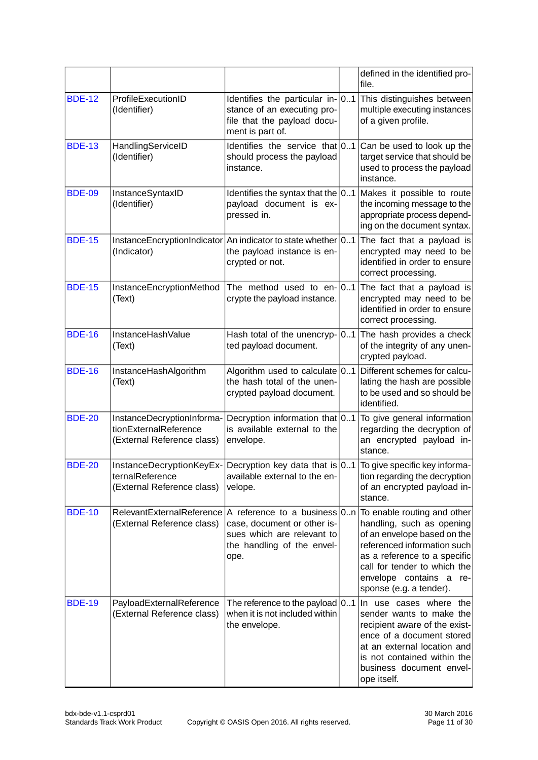| | | | | |
|---|---|---|---|---|
| | | | | defined in the identified profile. |
| BDE-12 | ProfileExecutionID (Identifier) | Identifies the particular instance of an executing profile that the payload document is part of. | 0..1 | This distinguishes between multiple executing instances of a given profile. |
| BDE-13 | HandlingServiceID (Identifier) | Identifies the service that should process the payload instance. | 0..1 | Can be used to look up the target service that should be used to process the payload instance. |
| BDE-09 | InstanceSyntaxID (Identifier) | Identifies the syntax that the payload document is expressed in. | 0..1 | Makes it possible to route the incoming message to the appropriate process depending on the document syntax. |
| BDE-15 | InstanceEncryptionIndicator (Indicator) | An indicator to state whether the payload instance is encrypted or not. | 0..1 | The fact that a payload is encrypted may need to be identified in order to ensure correct processing. |
| BDE-15 | InstanceEncryptionMethod (Text) | The method used to encrypte the payload instance. | 0..1 | The fact that a payload is encrypted may need to be identified in order to ensure correct processing. |
| BDE-16 | InstanceHashValue (Text) | Hash total of the unencrypted payload document. | 0..1 | The hash provides a check of the integrity of any unencrypted payload. |
| BDE-16 | InstanceHashAlgorithm (Text) | Algorithm used to calculate the hash total of the unencrypted payload document. | 0..1 | Different schemes for calculating the hash are possible to be used and so should be identified. |
| BDE-20 | InstanceDecryptionInformationExternalReference (External Reference class) | Decryption information that is available external to the envelope. | 0..1 | To give general information regarding the decryption of an encrypted payload instance. |
| BDE-20 | InstanceDecryptionKeyExternalReference (External Reference class) | Decryption key data that is available external to the envelope. | 0..1 | To give specific key information regarding the decryption of an encrypted payload instance. |
| BDE-10 | RelevantExternalReference (External Reference class) | A reference to a business case, document or other issues which are relevant to the handling of the envelope. | 0..n | To enable routing and other handling, such as opening of an envelope based on the referenced information such as a reference to a specific call for tender to which the envelope contains a response (e.g. a tender). |
| BDE-19 | PayloadExternalReference (External Reference class) | The reference to the payload when it is not included within the envelope. | 0..1 | In use cases where the sender wants to make the recipient aware of the existence of a document stored at an external location and is not contained within the business document envelope itself. |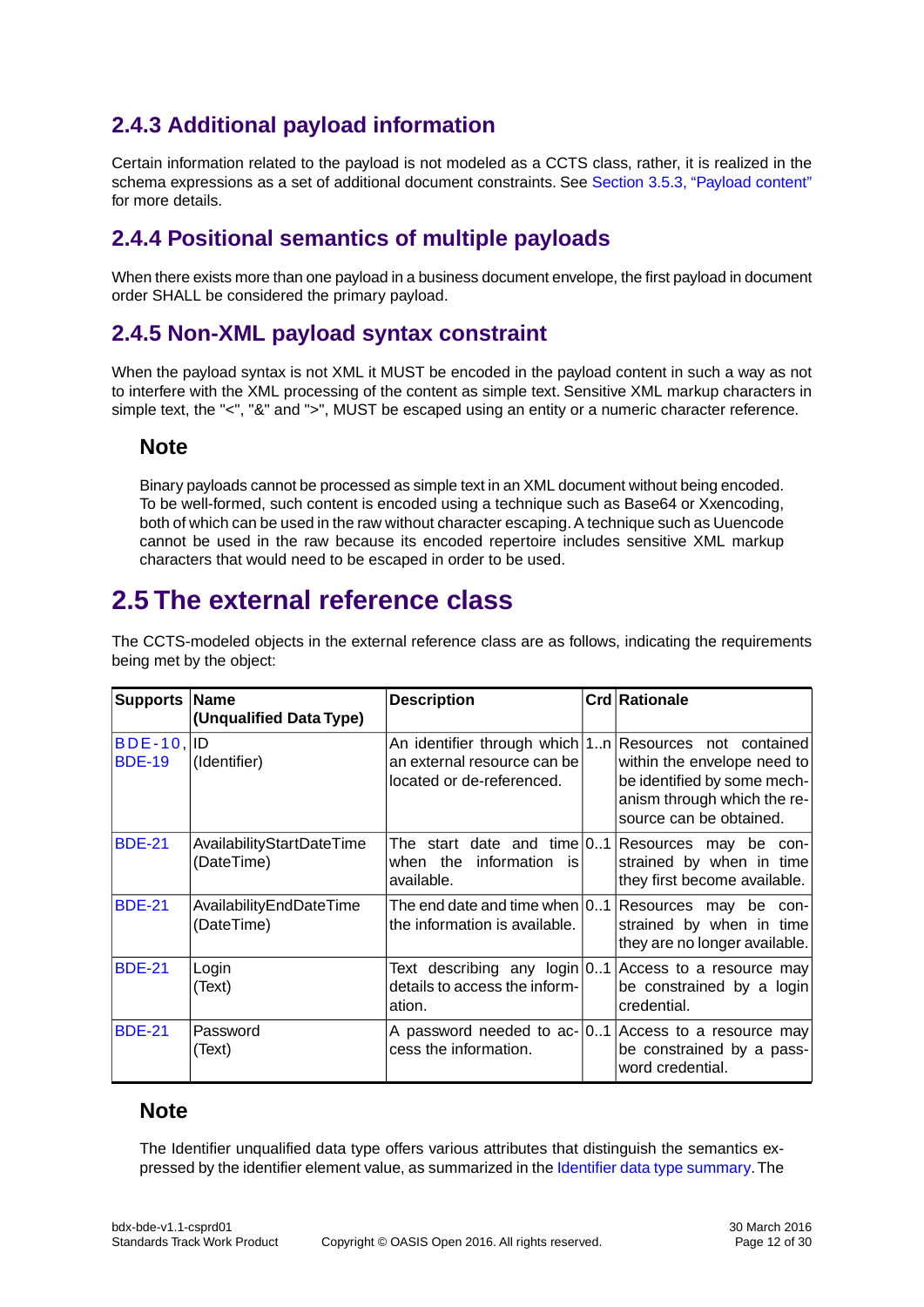## 2.4.3 Additional payload information

Certain information related to the payload is not modeled as a CCTS class, rather, it is realized in the schema expressions as a set of additional document constraints. See Section 3.5.3, “Payload content” for more details.

## 2.4.4 Positional semantics of multiple payloads

When there exists more than one payload in a business document envelope, the first payload in document order SHALL be considered the primary payload.

## 2.4.5 Non-XML payload syntax constraint

When the payload syntax is not XML it MUST be encoded in the payload content in such a way as not to interfere with the XML processing of the content as simple text. Sensitive XML markup characters in simple text, the "<", "&" and ">", MUST be escaped using an entity or a numeric character reference.

### Note

Binary payloads cannot be processed as simple text in an XML document without being encoded. To be well-formed, such content is encoded using a technique such as Base64 or Xxencoding, both of which can be used in the raw without character escaping. A technique such as Uuencode cannot be used in the raw because its encoded repertoire includes sensitive XML markup characters that would need to be escaped in order to be used.

# 2.5 The external reference class

The CCTS-modeled objects in the external reference class are as follows, indicating the requirements being met by the object:

| Supports | Name (Unqualified Data Type) | Description | Crd | Rationale |
|---|---|---|---|---|
| BDE-10, BDE-19 | ID (Identifier) | An identifier through which an external resource can be located or de-referenced. | 1..n | Resources not contained within the envelope need to be identified by some mechanism through which the resource can be obtained. |
| BDE-21 | AvailabilityStartDateTime (DateTime) | The start date and time when the information is available. | 0..1 | Resources may be constrained by when in time they first become available. |
| BDE-21 | AvailabilityEndDateTime (DateTime) | The end date and time when the information is available. | 0..1 | Resources may be constrained by when in time they are no longer available. |
| BDE-21 | Login (Text) | Text describing any login details to access the information. | 0..1 | Access to a resource may be constrained by a login credential. |
| BDE-21 | Password (Text) | A password needed to access the information. | 0..1 | Access to a resource may be constrained by a password credential. |

### Note

The Identifier unqualified data type offers various attributes that distinguish the semantics expressed by the identifier element value, as summarized in the Identifier data type summary. The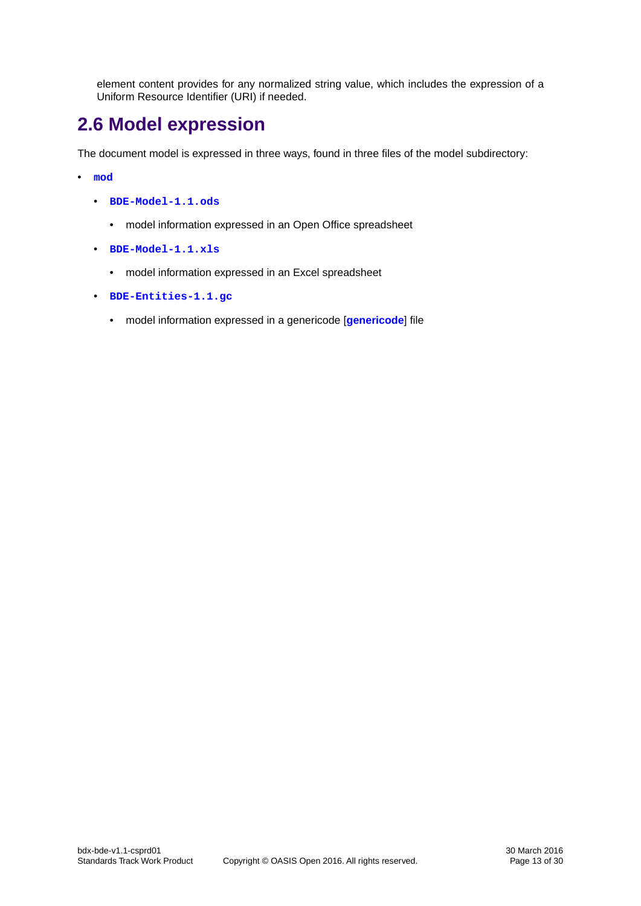element content provides for any normalized string value, which includes the expression of a Uniform Resource Identifier (URI) if needed.

## 2.6 Model expression

The document model is expressed in three ways, found in three files of the model subdirectory:

- `mod`
  - `BDE-Model-1.1.ods`
    - model information expressed in an Open Office spreadsheet
  - `BDE-Model-1.1.xls`
    - model information expressed in an Excel spreadsheet
  - `BDE-Entities-1.1.gc`
    - model information expressed in a genericode [**genericode**] file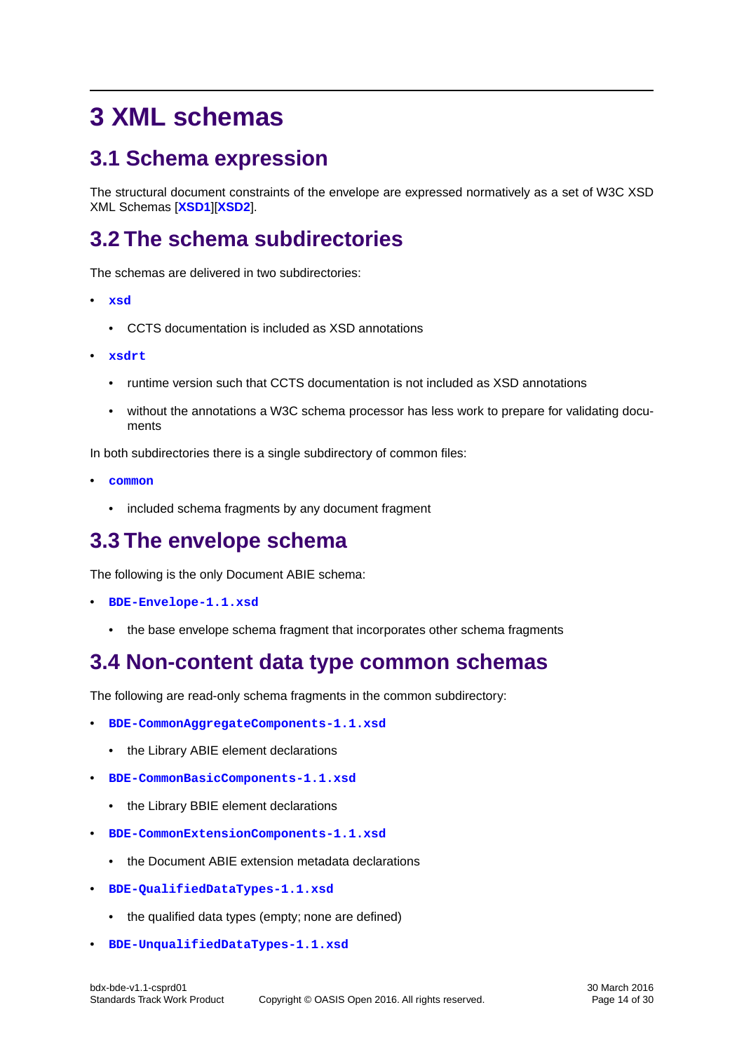# 3 XML schemas

## 3.1 Schema expression

The structural document constraints of the envelope are expressed normatively as a set of W3C XSD XML Schemas [**XSD1**][**XSD2**].

## 3.2 The schema subdirectories

The schemas are delivered in two subdirectories:

- `xsd`
  - CCTS documentation is included as XSD annotations
- `xsdrt`
  - runtime version such that CCTS documentation is not included as XSD annotations
  - without the annotations a W3C schema processor has less work to prepare for validating documents

In both subdirectories there is a single subdirectory of common files:

- `common`
  - included schema fragments by any document fragment

## 3.3 The envelope schema

The following is the only Document ABIE schema:

- `BDE-Envelope-1.1.xsd`
  - the base envelope schema fragment that incorporates other schema fragments

## 3.4 Non-content data type common schemas

The following are read-only schema fragments in the common subdirectory:

- `BDE-CommonAggregateComponents-1.1.xsd`
  - the Library ABIE element declarations
- `BDE-CommonBasicComponents-1.1.xsd`
  - the Library BBIE element declarations
- `BDE-CommonExtensionComponents-1.1.xsd`
  - the Document ABIE extension metadata declarations
- `BDE-QualifiedDataTypes-1.1.xsd`
  - the qualified data types (empty; none are defined)
- `BDE-UnqualifiedDataTypes-1.1.xsd`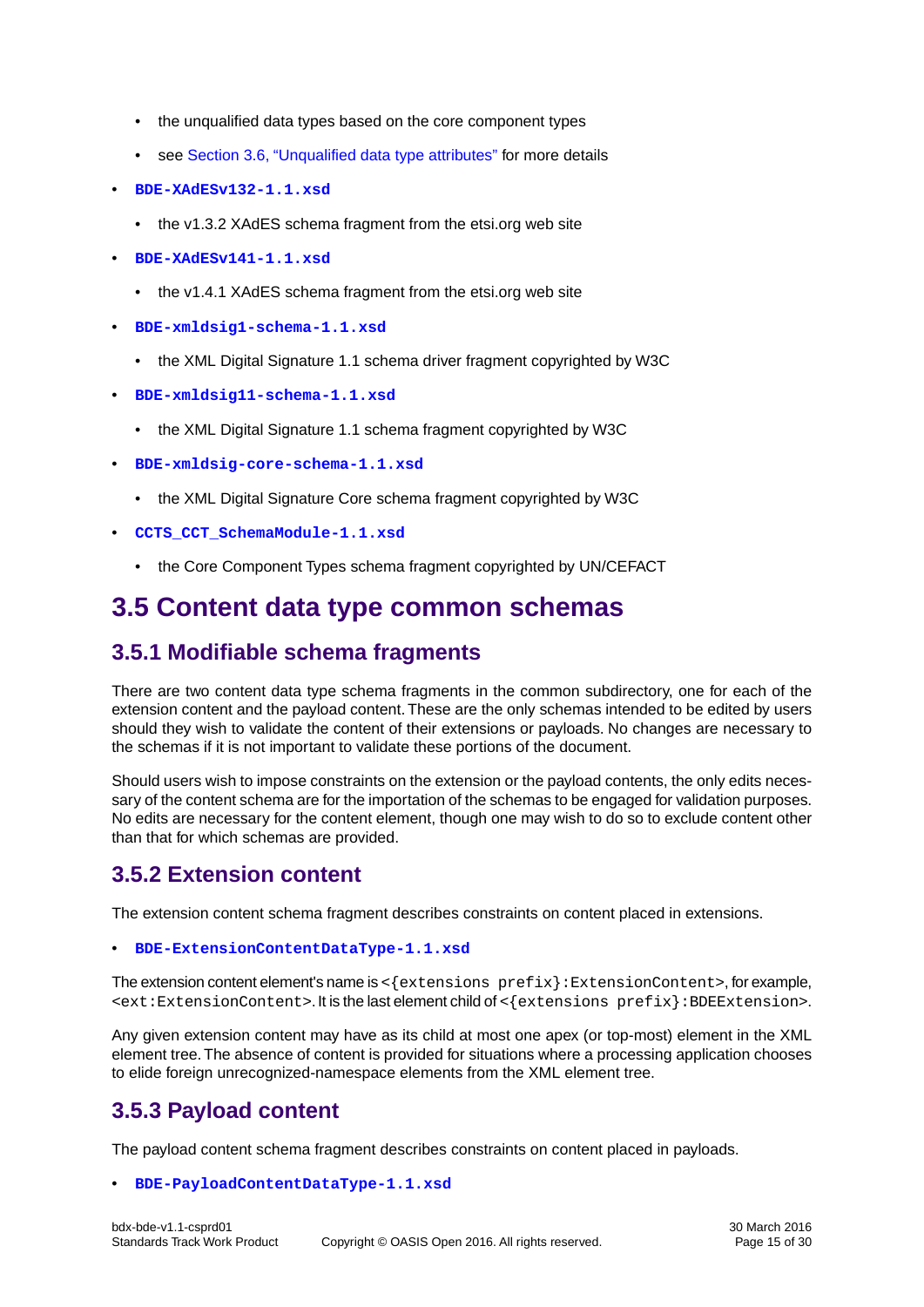- the unqualified data types based on the core component types
  - see Section 3.6, “Unqualified data type attributes” for more details
- `BDE-XAdESv132-1.1.xsd`
  - the v1.3.2 XAdES schema fragment from the etsi.org web site
- `BDE-XAdESv141-1.1.xsd`
  - the v1.4.1 XAdES schema fragment from the etsi.org web site
- `BDE-xmldsig1-schema-1.1.xsd`
  - the XML Digital Signature 1.1 schema driver fragment copyrighted by W3C
- `BDE-xmldsig11-schema-1.1.xsd`
  - the XML Digital Signature 1.1 schema fragment copyrighted by W3C
- `BDE-xmldsig-core-schema-1.1.xsd`
  - the XML Digital Signature Core schema fragment copyrighted by W3C
- `CCTS_CCT_SchemaModule-1.1.xsd`
  - the Core Component Types schema fragment copyrighted by UN/CEFACT

## 3.5 Content data type common schemas

### 3.5.1 Modifiable schema fragments

There are two content data type schema fragments in the common subdirectory, one for each of the extension content and the payload content. These are the only schemas intended to be edited by users should they wish to validate the content of their extensions or payloads. No changes are necessary to the schemas if it is not important to validate these portions of the document.

Should users wish to impose constraints on the extension or the payload contents, the only edits necessary of the content schema are for the importation of the schemas to be engaged for validation purposes. No edits are necessary for the content element, though one may wish to do so to exclude content other than that for which schemas are provided.

### 3.5.2 Extension content

The extension content schema fragment describes constraints on content placed in extensions.

- `BDE-ExtensionContentDataType-1.1.xsd`

The extension content element's name is `<{extensions prefix}:ExtensionContent>`, for example, `<ext:ExtensionContent>`. It is the last element child of `<{extensions prefix}:BDEExtension>`.

Any given extension content may have as its child at most one apex (or top-most) element in the XML element tree. The absence of content is provided for situations where a processing application chooses to elide foreign unrecognized-namespace elements from the XML element tree.

### 3.5.3 Payload content

The payload content schema fragment describes constraints on content placed in payloads.

- `BDE-PayloadContentDataType-1.1.xsd`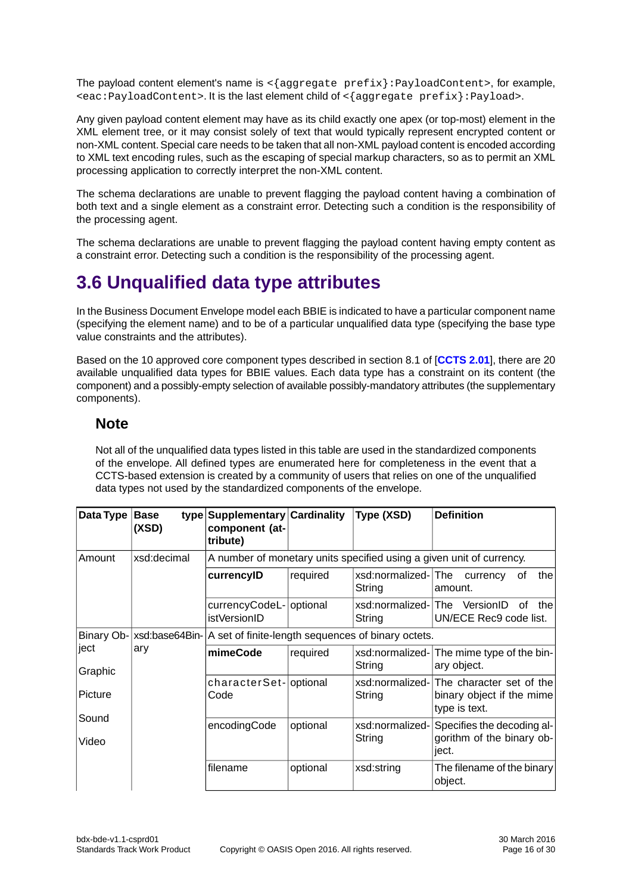The payload content element's name is `<{aggregate prefix}:PayloadContent>`, for example, `<eac:PayloadContent>`. It is the last element child of `<{aggregate prefix}:Payload>`.

Any given payload content element may have as its child exactly one apex (or top-most) element in the XML element tree, or it may consist solely of text that would typically represent encrypted content or non-XML content. Special care needs to be taken that all non-XML payload content is encoded according to XML text encoding rules, such as the escaping of special markup characters, so as to permit an XML processing application to correctly interpret the non-XML content.

The schema declarations are unable to prevent flagging the payload content having a combination of both text and a single element as a constraint error. Detecting such a condition is the responsibility of the processing agent.

The schema declarations are unable to prevent flagging the payload content having empty content as a constraint error. Detecting such a condition is the responsibility of the processing agent.

# 3.6 Unqualified data type attributes

In the Business Document Envelope model each BBIE is indicated to have a particular component name (specifying the element name) and to be of a particular unqualified data type (specifying the base type value constraints and the attributes).

Based on the 10 approved core component types described in section 8.1 of [**CCTS 2.01**], there are 20 available unqualified data types for BBIE values. Each data type has a constraint on its content (the component) and a possibly-empty selection of available possibly-mandatory attributes (the supplementary components).

### Note

Not all of the unqualified data types listed in this table are used in the standardized components of the envelope. All defined types are enumerated here for completeness in the event that a CCTS-based extension is created by a community of users that relies on one of the unqualified data types not used by the standardized components of the envelope.

| Data Type | Base type (XSD) | Supplementary component (attribute) | Cardinality | Type (XSD) | Definition |
|---|---|---|---|---|---|
| Amount | xsd:decimal | A number of monetary units specified using a given unit of currency. | | | |
| | | **currencyID** | required | xsd:normalizedString | The currency of the amount. |
| | | currencyCodeListVersionID | optional | xsd:normalizedString | The VersionID of the UN/ECE Rec9 code list. |
| Binary Object<br>Graphic<br>Picture<br>Sound<br>Video | xsd:base64Binary | A set of finite-length sequences of binary octets. | | | |
| | | **mimeCode** | required | xsd:normalizedString | The mime type of the binary object. |
| | | characterSetCode | optional | xsd:normalizedString | The character set of the binary object if the mime type is text. |
| | | encodingCode | optional | xsd:normalizedString | Specifies the decoding algorithm of the binary object. |
| | | filename | optional | xsd:string | The filename of the binary object. |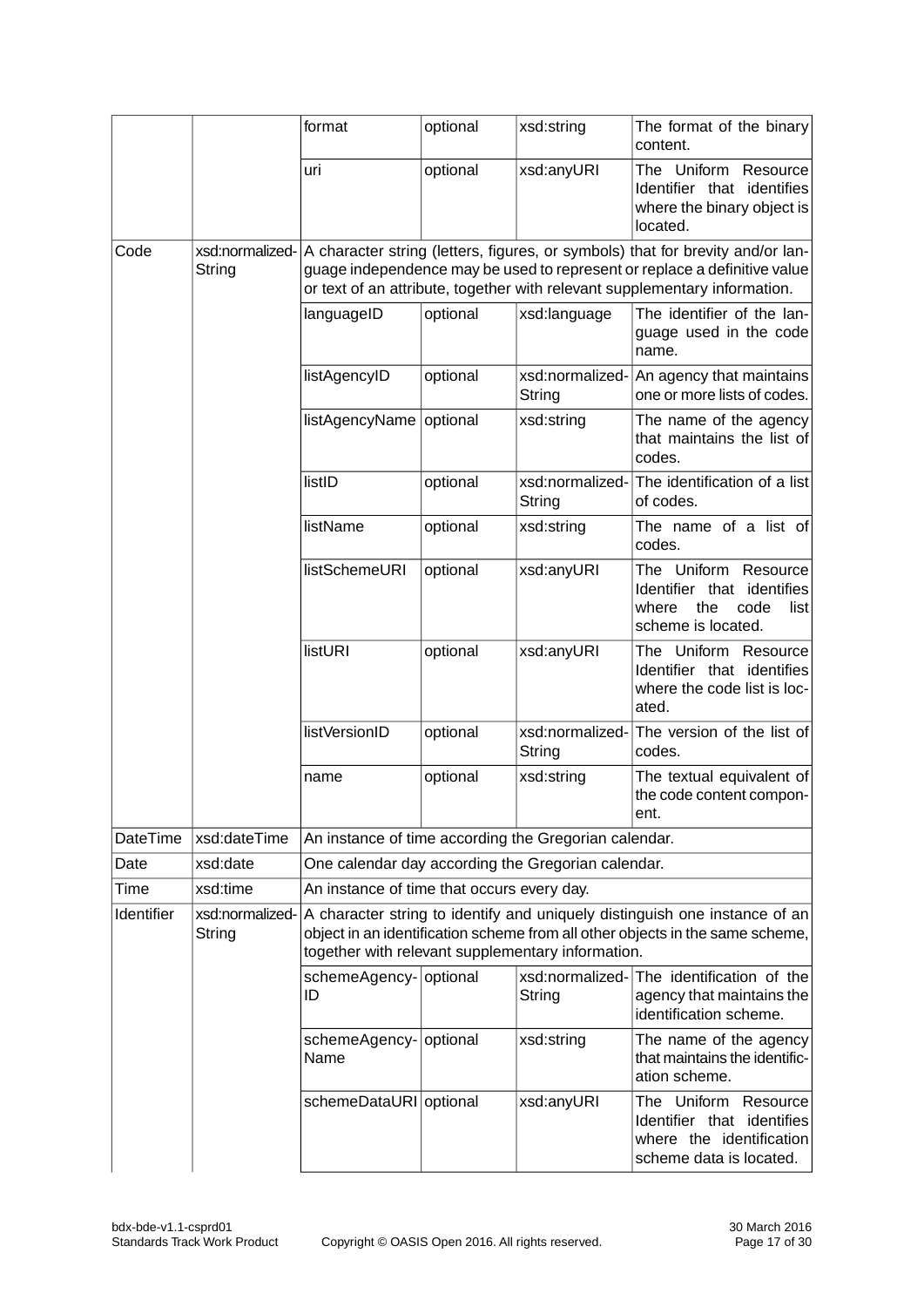| | | format | optional | xsd:string | The format of the binary content. |
|---|---|---|---|---|---|
| | | uri | optional | xsd:anyURI | The Uniform Resource Identifier that identifies where the binary object is located. |
| Code | xsd:normalizedString | A character string (letters, figures, or symbols) that for brevity and/or language independence may be used to represent or replace a definitive value or text of an attribute, together with relevant supplementary information. | | | |
| | | languageID | optional | xsd:language | The identifier of the language used in the code name. |
| | | listAgencyID | optional | xsd:normalizedString | An agency that maintains one or more lists of codes. |
| | | listAgencyName | optional | xsd:string | The name of the agency that maintains the list of codes. |
| | | listID | optional | xsd:normalizedString | The identification of a list of codes. |
| | | listName | optional | xsd:string | The name of a list of codes. |
| | | listSchemeURI | optional | xsd:anyURI | The Uniform Resource Identifier that identifies where the code list scheme is located. |
| | | listURI | optional | xsd:anyURI | The Uniform Resource Identifier that identifies where the code list is located. |
| | | listVersionID | optional | xsd:normalizedString | The version of the list of codes. |
| | | name | optional | xsd:string | The textual equivalent of the code content component. |
| DateTime | xsd:dateTime | An instance of time according the Gregorian calendar. | | | |
| Date | xsd:date | One calendar day according the Gregorian calendar. | | | |
| Time | xsd:time | An instance of time that occurs every day. | | | |
| Identifier | xsd:normalizedString | A character string to identify and uniquely distinguish one instance of an object in an identification scheme from all other objects in the same scheme, together with relevant supplementary information. | | | |
| | | schemeAgencyID | optional | xsd:normalizedString | The identification of the agency that maintains the identification scheme. |
| | | schemeAgencyName | optional | xsd:string | The name of the agency that maintains the identification scheme. |
| | | schemeDataURI | optional | xsd:anyURI | The Uniform Resource Identifier that identifies where the identification scheme data is located. |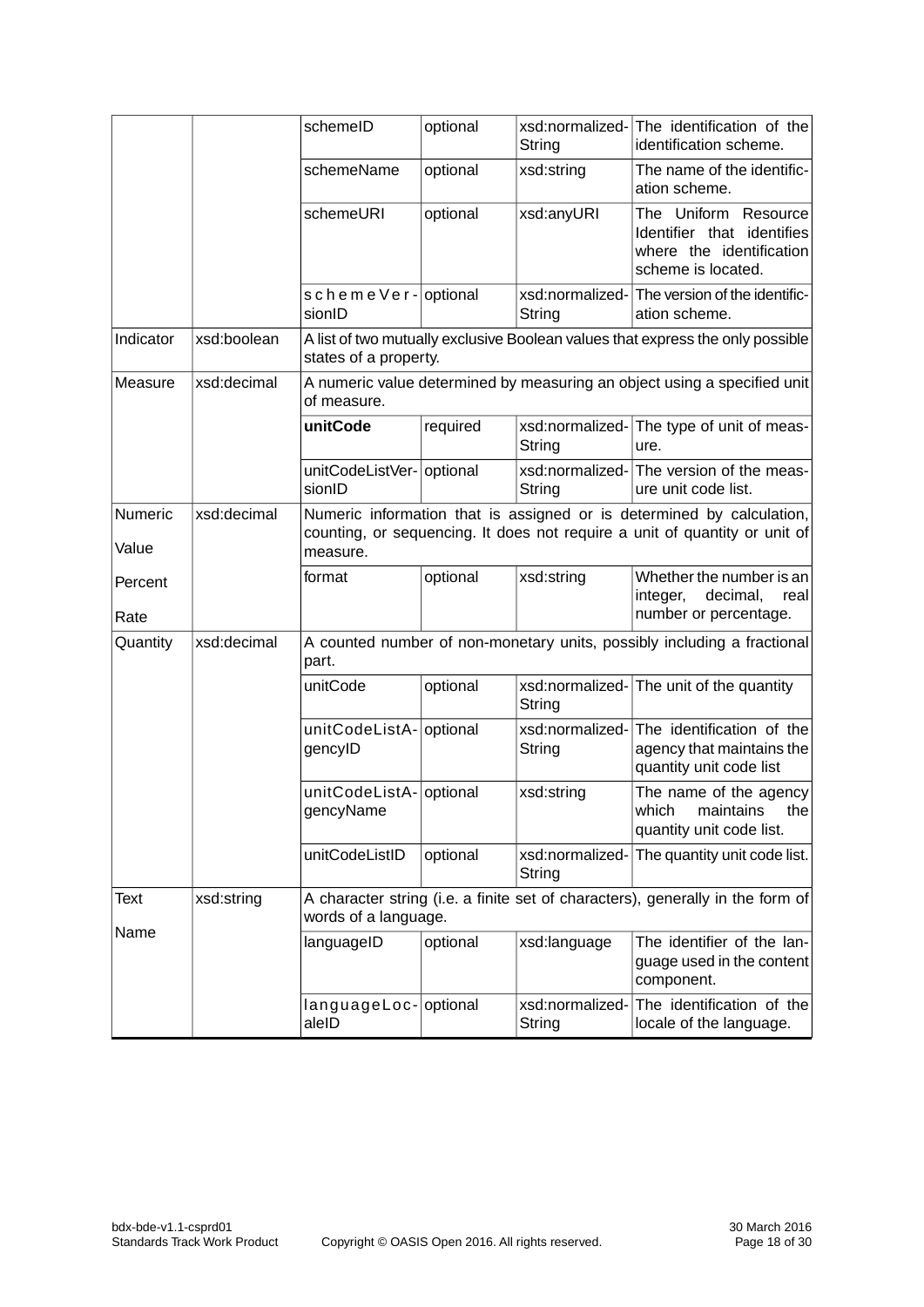| | | | | | |
|---|---|---|---|---|---|
| | | schemeID | optional | xsd:normalizedString | The identification of the identification scheme. |
| | | schemeName | optional | xsd:string | The name of the identification scheme. |
| | | schemeURI | optional | xsd:anyURI | The Uniform Resource Identifier that identifies where the identification scheme is located. |
| | | schemeVersionID | optional | xsd:normalizedString | The version of the identification scheme. |
| Indicator | xsd:boolean | A list of two mutually exclusive Boolean values that express the only possible states of a property. | | | |
| Measure | xsd:decimal | A numeric value determined by measuring an object using a specified unit of measure. | | | |
| | | **unitCode** | required | xsd:normalizedString | The type of unit of measure. |
| | | unitCodeListVersionID | optional | xsd:normalizedString | The version of the measure unit code list. |
| Numeric<br>Value<br>Percent<br>Rate | xsd:decimal | Numeric information that is assigned or is determined by calculation, counting, or sequencing. It does not require a unit of quantity or unit of measure. | | | |
| | | format | optional | xsd:string | Whether the number is an integer, decimal, real number or percentage. |
| Quantity | xsd:decimal | A counted number of non-monetary units, possibly including a fractional part. | | | |
| | | unitCode | optional | xsd:normalizedString | The unit of the quantity |
| | | unitCodeListAgencyID | optional | xsd:normalizedString | The identification of the agency that maintains the quantity unit code list |
| | | unitCodeListAgencyName | optional | xsd:string | The name of the agency which maintains the quantity unit code list. |
| | | unitCodeListID | optional | xsd:normalizedString | The quantity unit code list. |
| Text<br>Name | xsd:string | A character string (i.e. a finite set of characters), generally in the form of words of a language. | | | |
| | | languageID | optional | xsd:language | The identifier of the language used in the content component. |
| | | languageLocaleID | optional | xsd:normalizedString | The identification of the locale of the language. |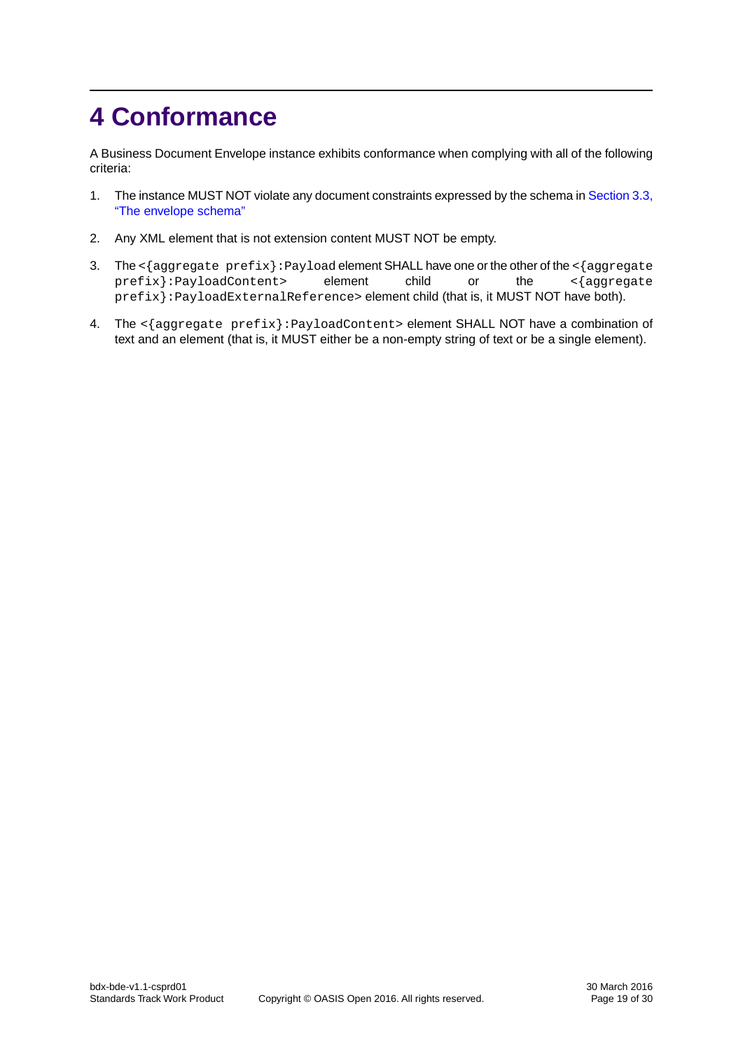# 4 Conformance

A Business Document Envelope instance exhibits conformance when complying with all of the following criteria:

1. The instance MUST NOT violate any document constraints expressed by the schema in Section 3.3, "The envelope schema"

2. Any XML element that is not extension content MUST NOT be empty.

3. The `<{aggregate prefix}:Payload` element SHALL have one or the other of the `<{aggregate prefix}:PayloadContent>` element child or the `<{aggregate prefix}:PayloadExternalReference>` element child (that is, it MUST NOT have both).

4. The `<{aggregate prefix}:PayloadContent>` element SHALL NOT have a combination of text and an element (that is, it MUST either be a non-empty string of text or be a single element).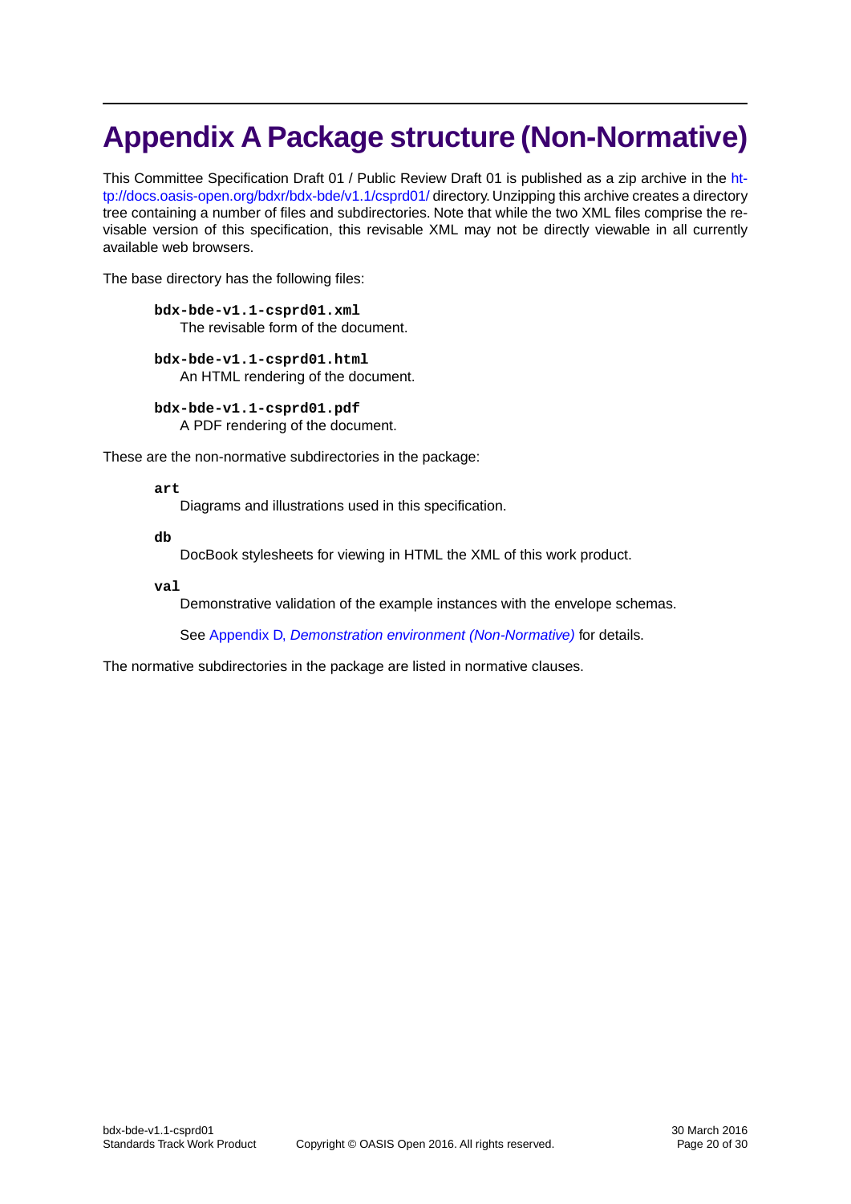# Appendix A Package structure (Non-Normative)

This Committee Specification Draft 01 / Public Review Draft 01 is published as a zip archive in the http://docs.oasis-open.org/bdxr/bdx-bde/v1.1/csprd01/ directory. Unzipping this archive creates a directory tree containing a number of files and subdirectories. Note that while the two XML files comprise the revisable version of this specification, this revisable XML may not be directly viewable in all currently available web browsers.

The base directory has the following files:

**`bdx-bde-v1.1-csprd01.xml`**
: The revisable form of the document.

**`bdx-bde-v1.1-csprd01.html`**
: An HTML rendering of the document.

**`bdx-bde-v1.1-csprd01.pdf`**
: A PDF rendering of the document.

These are the non-normative subdirectories in the package:

**`art`**
: Diagrams and illustrations used in this specification.

**`db`**
: DocBook stylesheets for viewing in HTML the XML of this work product.

**`val`**
: Demonstrative validation of the example instances with the envelope schemas.

  See Appendix D, *Demonstration environment (Non-Normative)* for details.

The normative subdirectories in the package are listed in normative clauses.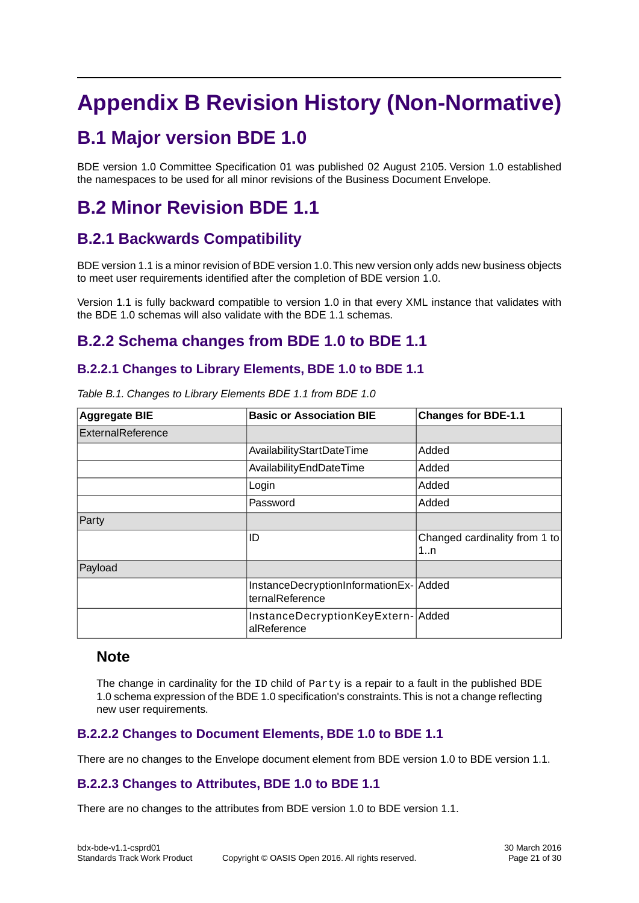# Appendix B Revision History (Non-Normative)

## B.1 Major version BDE 1.0

BDE version 1.0 Committee Specification 01 was published 02 August 2105. Version 1.0 established the namespaces to be used for all minor revisions of the Business Document Envelope.

## B.2 Minor Revision BDE 1.1

### B.2.1 Backwards Compatibility

BDE version 1.1 is a minor revision of BDE version 1.0. This new version only adds new business objects to meet user requirements identified after the completion of BDE version 1.0.

Version 1.1 is fully backward compatible to version 1.0 in that every XML instance that validates with the BDE 1.0 schemas will also validate with the BDE 1.1 schemas.

### B.2.2 Schema changes from BDE 1.0 to BDE 1.1

#### B.2.2.1 Changes to Library Elements, BDE 1.0 to BDE 1.1

*Table B.1. Changes to Library Elements BDE 1.1 from BDE 1.0*

| Aggregate BIE | Basic or Association BIE | Changes for BDE-1.1 |
|---|---|---|
| ExternalReference | | |
| | AvailabilityStartDateTime | Added |
| | AvailabilityEndDateTime | Added |
| | Login | Added |
| | Password | Added |
| Party | | |
| | ID | Changed cardinality from 1 to 1..n |
| Payload | | |
| | InstanceDecryptionInformationExternalReference | Added |
| | InstanceDecryptionKeyExternalReference | Added |

**Note**

The change in cardinality for the `ID` child of `Party` is a repair to a fault in the published BDE 1.0 schema expression of the BDE 1.0 specification's constraints. This is not a change reflecting new user requirements.

#### B.2.2.2 Changes to Document Elements, BDE 1.0 to BDE 1.1

There are no changes to the Envelope document element from BDE version 1.0 to BDE version 1.1.

#### B.2.2.3 Changes to Attributes, BDE 1.0 to BDE 1.1

There are no changes to the attributes from BDE version 1.0 to BDE version 1.1.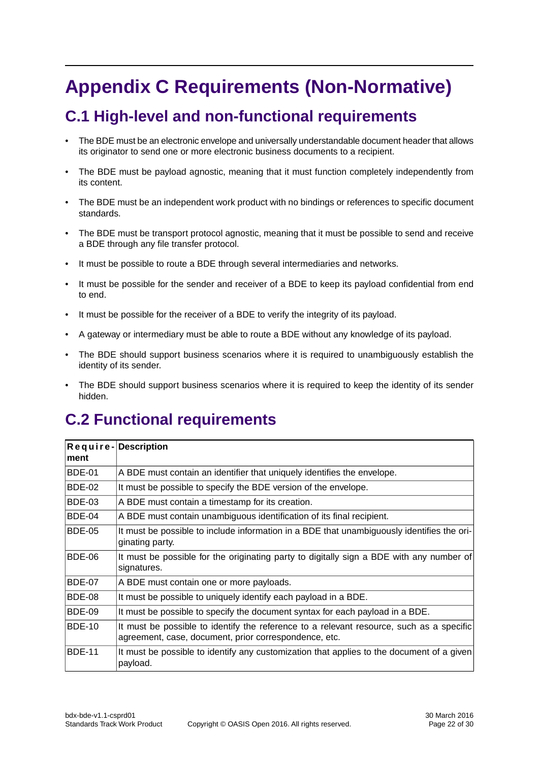# Appendix C Requirements (Non-Normative)

## C.1 High-level and non-functional requirements

- The BDE must be an electronic envelope and universally understandable document header that allows its originator to send one or more electronic business documents to a recipient.
- The BDE must be payload agnostic, meaning that it must function completely independently from its content.
- The BDE must be an independent work product with no bindings or references to specific document standards.
- The BDE must be transport protocol agnostic, meaning that it must be possible to send and receive a BDE through any file transfer protocol.
- It must be possible to route a BDE through several intermediaries and networks.
- It must be possible for the sender and receiver of a BDE to keep its payload confidential from end to end.
- It must be possible for the receiver of a BDE to verify the integrity of its payload.
- A gateway or intermediary must be able to route a BDE without any knowledge of its payload.
- The BDE should support business scenarios where it is required to unambiguously establish the identity of its sender.
- The BDE should support business scenarios where it is required to keep the identity of its sender hidden.

## C.2 Functional requirements

| Requirement | Description |
|---|---|
| BDE-01 | A BDE must contain an identifier that uniquely identifies the envelope. |
| BDE-02 | It must be possible to specify the BDE version of the envelope. |
| BDE-03 | A BDE must contain a timestamp for its creation. |
| BDE-04 | A BDE must contain unambiguous identification of its final recipient. |
| BDE-05 | It must be possible to include information in a BDE that unambiguously identifies the originating party. |
| BDE-06 | It must be possible for the originating party to digitally sign a BDE with any number of signatures. |
| BDE-07 | A BDE must contain one or more payloads. |
| BDE-08 | It must be possible to uniquely identify each payload in a BDE. |
| BDE-09 | It must be possible to specify the document syntax for each payload in a BDE. |
| BDE-10 | It must be possible to identify the reference to a relevant resource, such as a specific agreement, case, document, prior correspondence, etc. |
| BDE-11 | It must be possible to identify any customization that applies to the document of a given payload. |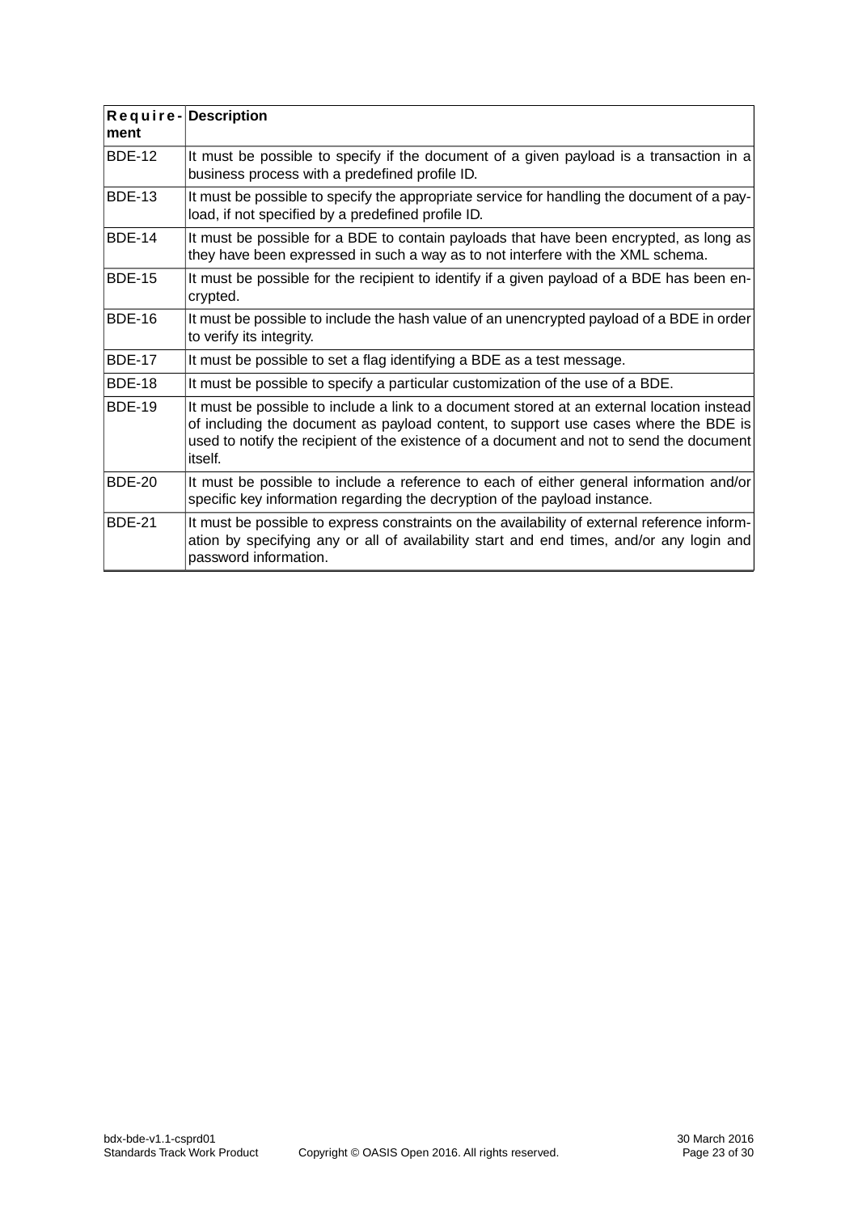| Requirement | Description |
| --- | --- |
| BDE-12 | It must be possible to specify if the document of a given payload is a transaction in a business process with a predefined profile ID. |
| BDE-13 | It must be possible to specify the appropriate service for handling the document of a payload, if not specified by a predefined profile ID. |
| BDE-14 | It must be possible for a BDE to contain payloads that have been encrypted, as long as they have been expressed in such a way as to not interfere with the XML schema. |
| BDE-15 | It must be possible for the recipient to identify if a given payload of a BDE has been encrypted. |
| BDE-16 | It must be possible to include the hash value of an unencrypted payload of a BDE in order to verify its integrity. |
| BDE-17 | It must be possible to set a flag identifying a BDE as a test message. |
| BDE-18 | It must be possible to specify a particular customization of the use of a BDE. |
| BDE-19 | It must be possible to include a link to a document stored at an external location instead of including the document as payload content, to support use cases where the BDE is used to notify the recipient of the existence of a document and not to send the document itself. |
| BDE-20 | It must be possible to include a reference to each of either general information and/or specific key information regarding the decryption of the payload instance. |
| BDE-21 | It must be possible to express constraints on the availability of external reference information by specifying any or all of availability start and end times, and/or any login and password information. |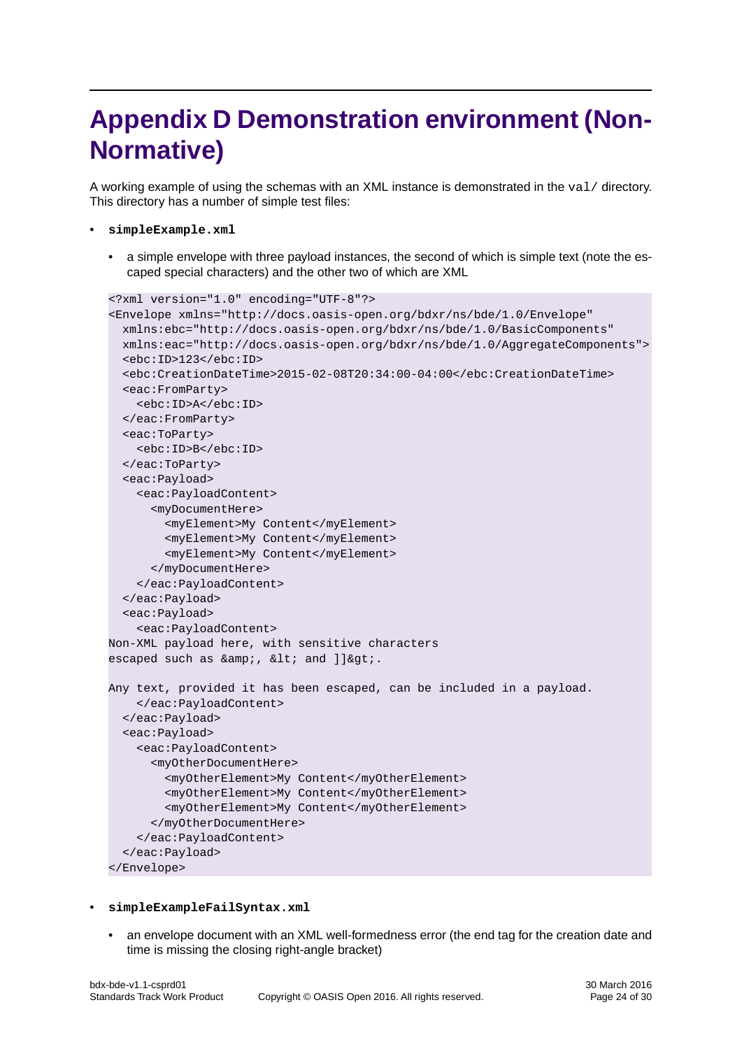# Appendix D Demonstration environment (Non-Normative)

A working example of using the schemas with an XML instance is demonstrated in the `val/` directory. This directory has a number of simple test files:

- **`simpleExample.xml`**
  - a simple envelope with three payload instances, the second of which is simple text (note the escaped special characters) and the other two of which are XML

```
<?xml version="1.0" encoding="UTF-8"?>
<Envelope xmlns="http://docs.oasis-open.org/bdxr/ns/bde/1.0/Envelope"
  xmlns:ebc="http://docs.oasis-open.org/bdxr/ns/bde/1.0/BasicComponents"
  xmlns:eac="http://docs.oasis-open.org/bdxr/ns/bde/1.0/AggregateComponents">
  <ebc:ID>123</ebc:ID>
  <ebc:CreationDateTime>2015-02-08T20:34:00-04:00</ebc:CreationDateTime>
  <eac:FromParty>
    <ebc:ID>A</ebc:ID>
  </eac:FromParty>
  <eac:ToParty>
    <ebc:ID>B</ebc:ID>
  </eac:ToParty>
  <eac:Payload>
    <eac:PayloadContent>
      <myDocumentHere>
        <myElement>My Content</myElement>
        <myElement>My Content</myElement>
        <myElement>My Content</myElement>
      </myDocumentHere>
    </eac:PayloadContent>
  </eac:Payload>
  <eac:Payload>
    <eac:PayloadContent>
Non-XML payload here, with sensitive characters
escaped such as &amp;, &lt; and ]]&gt;.

Any text, provided it has been escaped, can be included in a payload.
    </eac:PayloadContent>
  </eac:Payload>
  <eac:Payload>
    <eac:PayloadContent>
      <myOtherDocumentHere>
        <myOtherElement>My Content</myOtherElement>
        <myOtherElement>My Content</myOtherElement>
        <myOtherElement>My Content</myOtherElement>
      </myOtherDocumentHere>
    </eac:PayloadContent>
  </eac:Payload>
</Envelope>
```

- **`simpleExampleFailSyntax.xml`**
  - an envelope document with an XML well-formedness error (the end tag for the creation date and time is missing the closing right-angle bracket)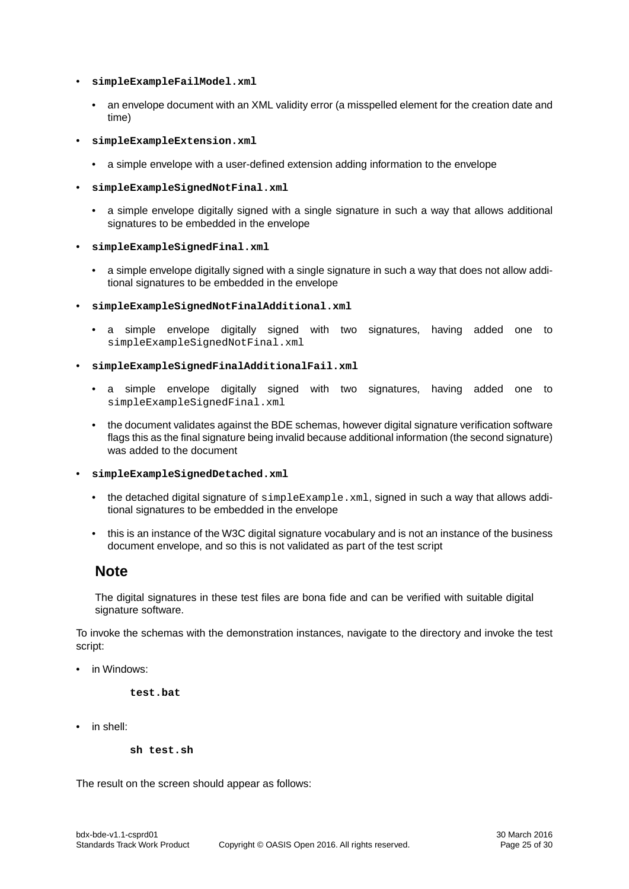- **`simpleExampleFailModel.xml`**
  - an envelope document with an XML validity error (a misspelled element for the creation date and time)
- **`simpleExampleExtension.xml`**
  - a simple envelope with a user-defined extension adding information to the envelope
- **`simpleExampleSignedNotFinal.xml`**
  - a simple envelope digitally signed with a single signature in such a way that allows additional signatures to be embedded in the envelope
- **`simpleExampleSignedFinal.xml`**
  - a simple envelope digitally signed with a single signature in such a way that does not allow additional signatures to be embedded in the envelope
- **`simpleExampleSignedNotFinalAdditional.xml`**
  - a simple envelope digitally signed with two signatures, having added one to `simpleExampleSignedNotFinal.xml`
- **`simpleExampleSignedFinalAdditionalFail.xml`**
  - a simple envelope digitally signed with two signatures, having added one to `simpleExampleSignedFinal.xml`
  - the document validates against the BDE schemas, however digital signature verification software flags this as the final signature being invalid because additional information (the second signature) was added to the document
- **`simpleExampleSignedDetached.xml`**
  - the detached digital signature of `simpleExample.xml`, signed in such a way that allows additional signatures to be embedded in the envelope
  - this is an instance of the W3C digital signature vocabulary and is not an instance of the business document envelope, and so this is not validated as part of the test script

### Note

The digital signatures in these test files are bona fide and can be verified with suitable digital signature software.

To invoke the schemas with the demonstration instances, navigate to the directory and invoke the test script:

- in Windows:

```
test.bat
```

- in shell:

```
sh test.sh
```

The result on the screen should appear as follows: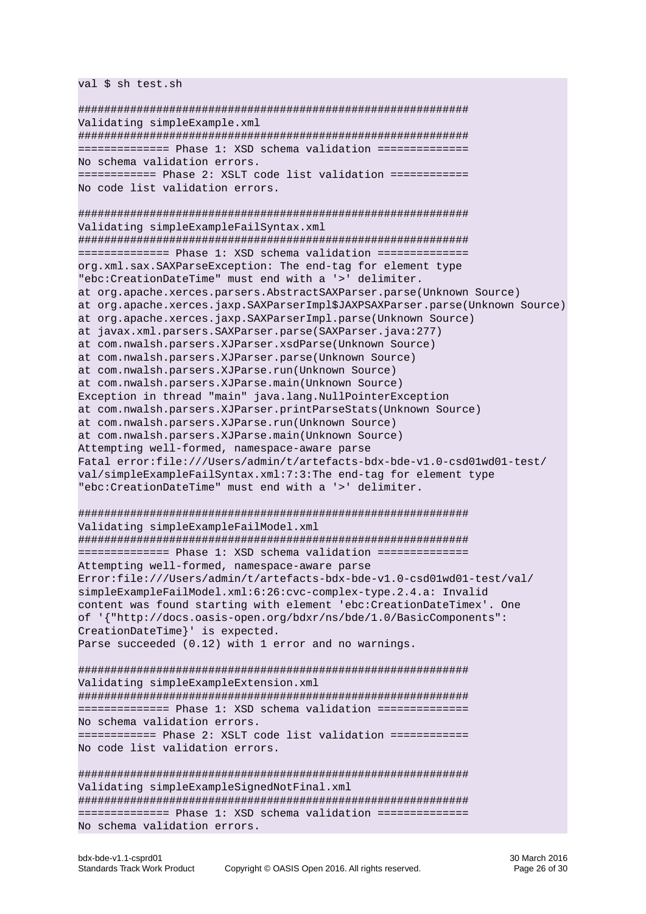```
val $ sh test.sh

############################################################
Validating simpleExample.xml
############################################################
============== Phase 1: XSD schema validation ==============
No schema validation errors.
============ Phase 2: XSLT code list validation ============
No code list validation errors.

############################################################
Validating simpleExampleFailSyntax.xml
############################################################
============== Phase 1: XSD schema validation ==============
org.xml.sax.SAXParseException: The end-tag for element type
"ebc:CreationDateTime" must end with a '>' delimiter.
at org.apache.xerces.parsers.AbstractSAXParser.parse(Unknown Source)
at org.apache.xerces.jaxp.SAXParserImpl$JAXPSAXParser.parse(Unknown Source)
at org.apache.xerces.jaxp.SAXParserImpl.parse(Unknown Source)
at javax.xml.parsers.SAXParser.parse(SAXParser.java:277)
at com.nwalsh.parsers.XJParser.xsdParse(Unknown Source)
at com.nwalsh.parsers.XJParser.parse(Unknown Source)
at com.nwalsh.parsers.XJParse.run(Unknown Source)
at com.nwalsh.parsers.XJParse.main(Unknown Source)
Exception in thread "main" java.lang.NullPointerException
at com.nwalsh.parsers.XJParser.printParseStats(Unknown Source)
at com.nwalsh.parsers.XJParse.run(Unknown Source)
at com.nwalsh.parsers.XJParse.main(Unknown Source)
Attempting well-formed, namespace-aware parse
Fatal error:file:///Users/admin/t/artefacts-bdx-bde-v1.0-csd01wd01-test/
val/simpleExampleFailSyntax.xml:7:3:The end-tag for element type
"ebc:CreationDateTime" must end with a '>' delimiter.

############################################################
Validating simpleExampleFailModel.xml
############################################################
============== Phase 1: XSD schema validation ==============
Attempting well-formed, namespace-aware parse
Error:file:///Users/admin/t/artefacts-bdx-bde-v1.0-csd01wd01-test/val/
simpleExampleFailModel.xml:6:26:cvc-complex-type.2.4.a: Invalid
content was found starting with element 'ebc:CreationDateTimex'. One
of '{"http://docs.oasis-open.org/bdxr/ns/bde/1.0/BasicComponents":
CreationDateTime}' is expected.
Parse succeeded (0.12) with 1 error and no warnings.

############################################################
Validating simpleExampleExtension.xml
############################################################
============== Phase 1: XSD schema validation ==============
No schema validation errors.
============ Phase 2: XSLT code list validation ============
No code list validation errors.

############################################################
Validating simpleExampleSignedNotFinal.xml
############################################################
============== Phase 1: XSD schema validation ==============
No schema validation errors.
```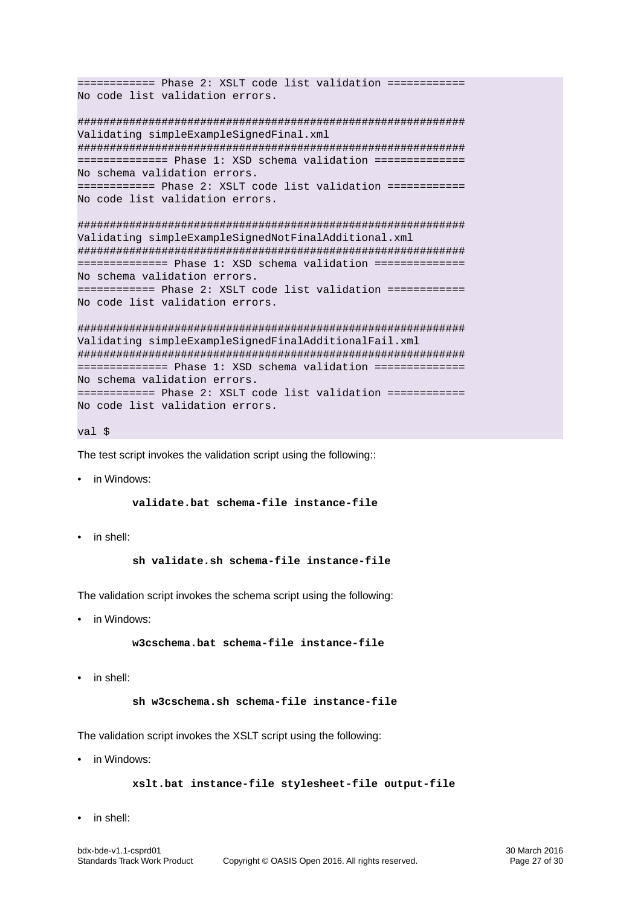```
============ Phase 2: XSLT code list validation ============
No code list validation errors.

############################################################
Validating simpleExampleSignedFinal.xml
############################################################
============== Phase 1: XSD schema validation ==============
No schema validation errors.
============ Phase 2: XSLT code list validation ============
No code list validation errors.

############################################################
Validating simpleExampleSignedNotFinalAdditional.xml
############################################################
============== Phase 1: XSD schema validation ==============
No schema validation errors.
============ Phase 2: XSLT code list validation ============
No code list validation errors.

############################################################
Validating simpleExampleSignedFinalAdditionalFail.xml
############################################################
============== Phase 1: XSD schema validation ==============
No schema validation errors.
============ Phase 2: XSLT code list validation ============
No code list validation errors.

val $
```

The test script invokes the validation script using the following::

- in Windows:

  **`validate.bat schema-file instance-file`**

- in shell:

  **`sh validate.sh schema-file instance-file`**

The validation script invokes the schema script using the following:

- in Windows:

  **`w3cschema.bat schema-file instance-file`**

- in shell:

  **`sh w3cschema.sh schema-file instance-file`**

The validation script invokes the XSLT script using the following:

- in Windows:

  **`xslt.bat instance-file stylesheet-file output-file`**

- in shell: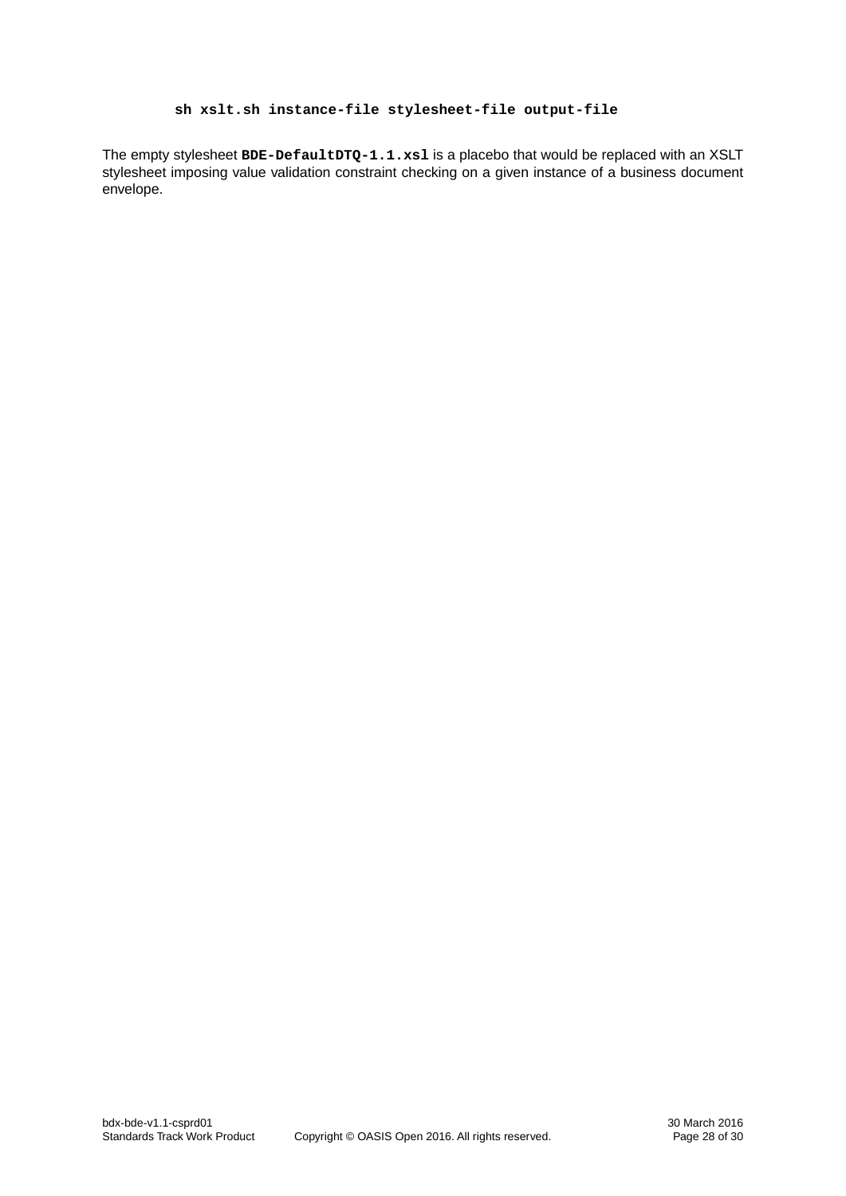```
sh xslt.sh instance-file stylesheet-file output-file
```

The empty stylesheet `BDE-DefaultDTQ-1.1.xsl` is a placebo that would be replaced with an XSLT stylesheet imposing value validation constraint checking on a given instance of a business document envelope.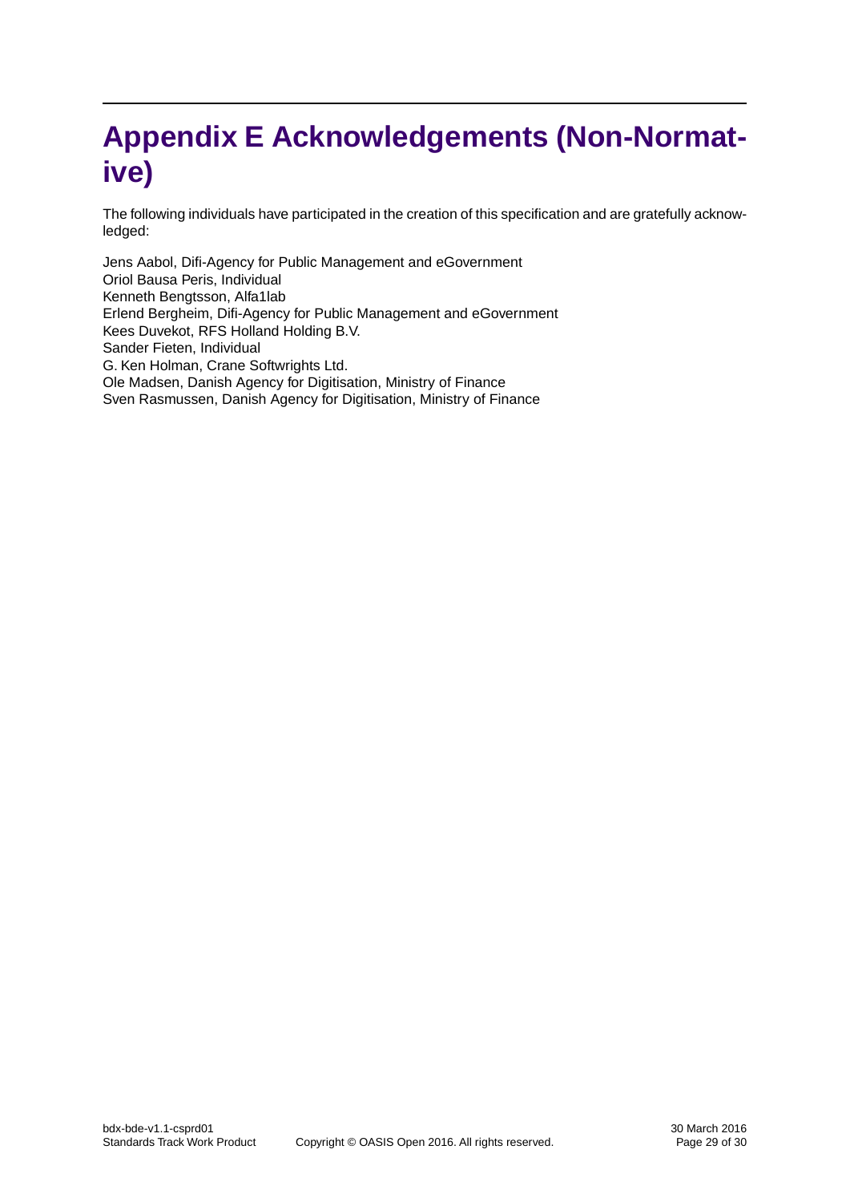# Appendix E Acknowledgements (Non-Normative)

The following individuals have participated in the creation of this specification and are gratefully acknowledged:

Jens Aabol, Difi-Agency for Public Management and eGovernment
Oriol Bausa Peris, Individual
Kenneth Bengtsson, Alfa1lab
Erlend Bergheim, Difi-Agency for Public Management and eGovernment
Kees Duvekot, RFS Holland Holding B.V.
Sander Fieten, Individual
G. Ken Holman, Crane Softwrights Ltd.
Ole Madsen, Danish Agency for Digitisation, Ministry of Finance
Sven Rasmussen, Danish Agency for Digitisation, Ministry of Finance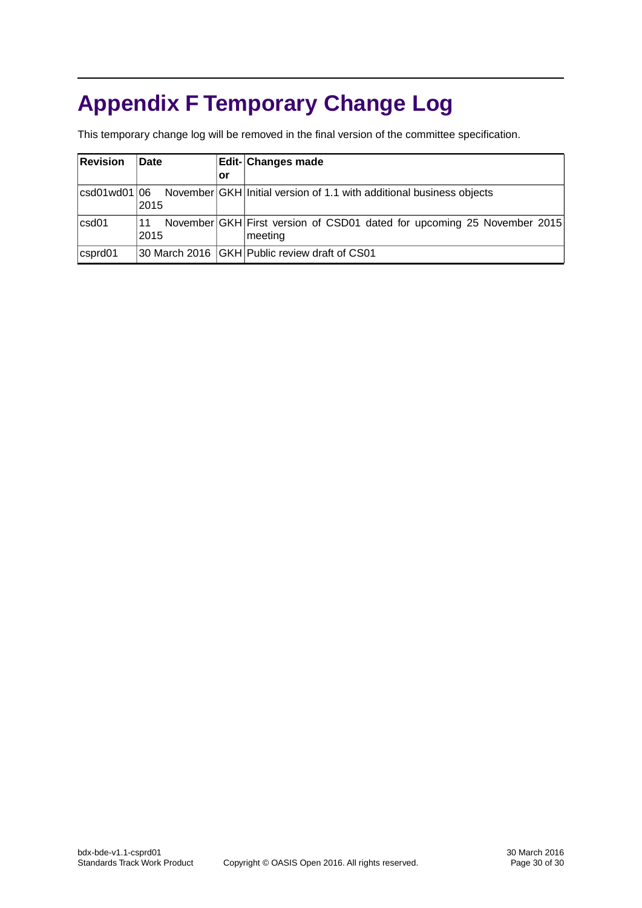# Appendix F Temporary Change Log

This temporary change log will be removed in the final version of the committee specification.

| Revision | Date | Editor | Changes made |
|---|---|---|---|
| csd01wd01 | 06 November 2015 | GKH | Initial version of 1.1 with additional business objects |
| csd01 | 11 November 2015 | GKH | First version of CSD01 dated for upcoming 25 November 2015 meeting |
| csprd01 | 30 March 2016 | GKH | Public review draft of CS01 |